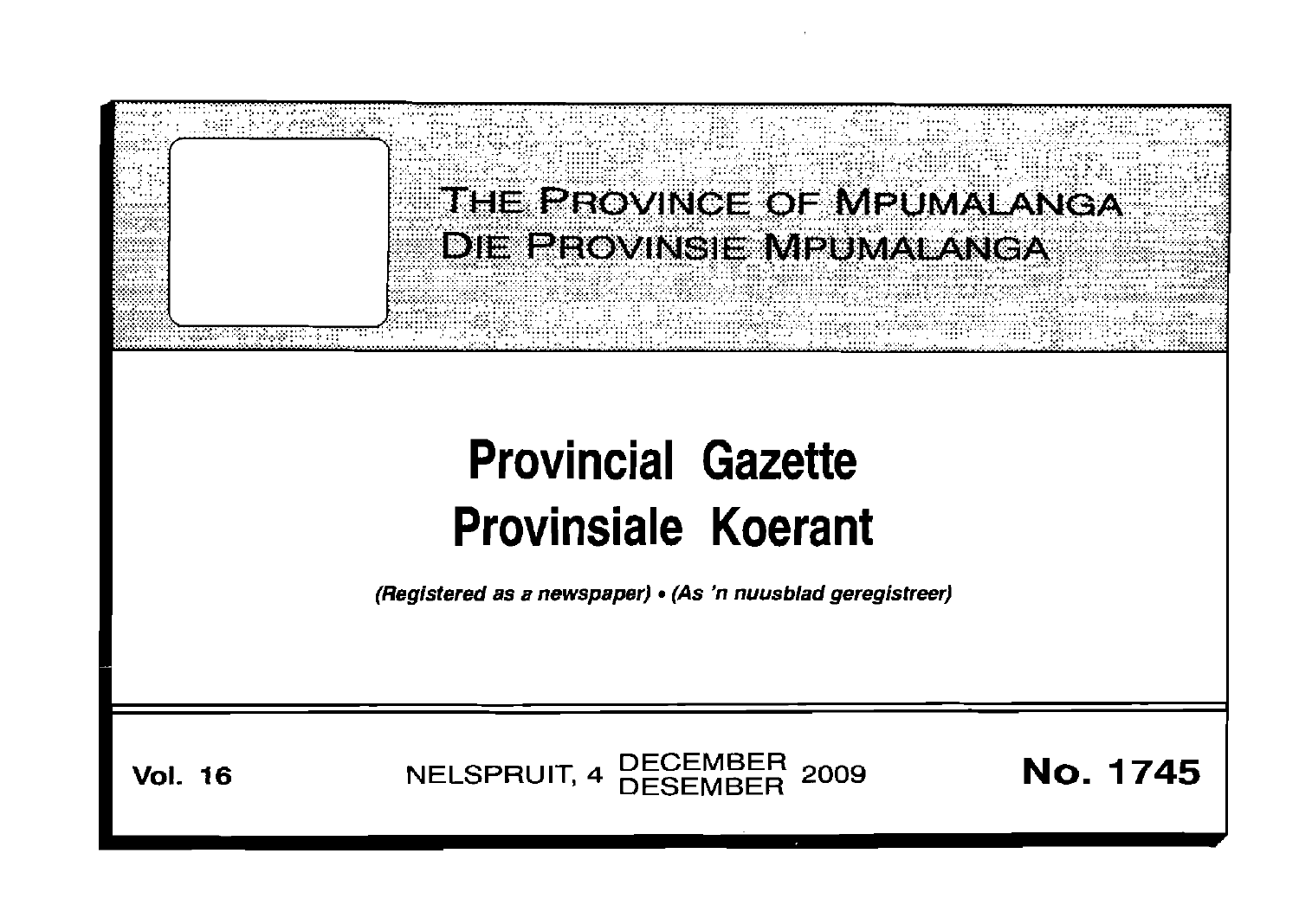# THE PROVINCE OF MPUMALANGA
# DIE PROVINSIE MPUMALANGA

# Provincial Gazette
# Provinsiale Koerant

*(Registered as a newspaper) • (As 'n nuusblad geregistreer)*

**Vol. 16** NELSPRUIT, 4 DECEMBER DESEMBER 2009 **No. 1745**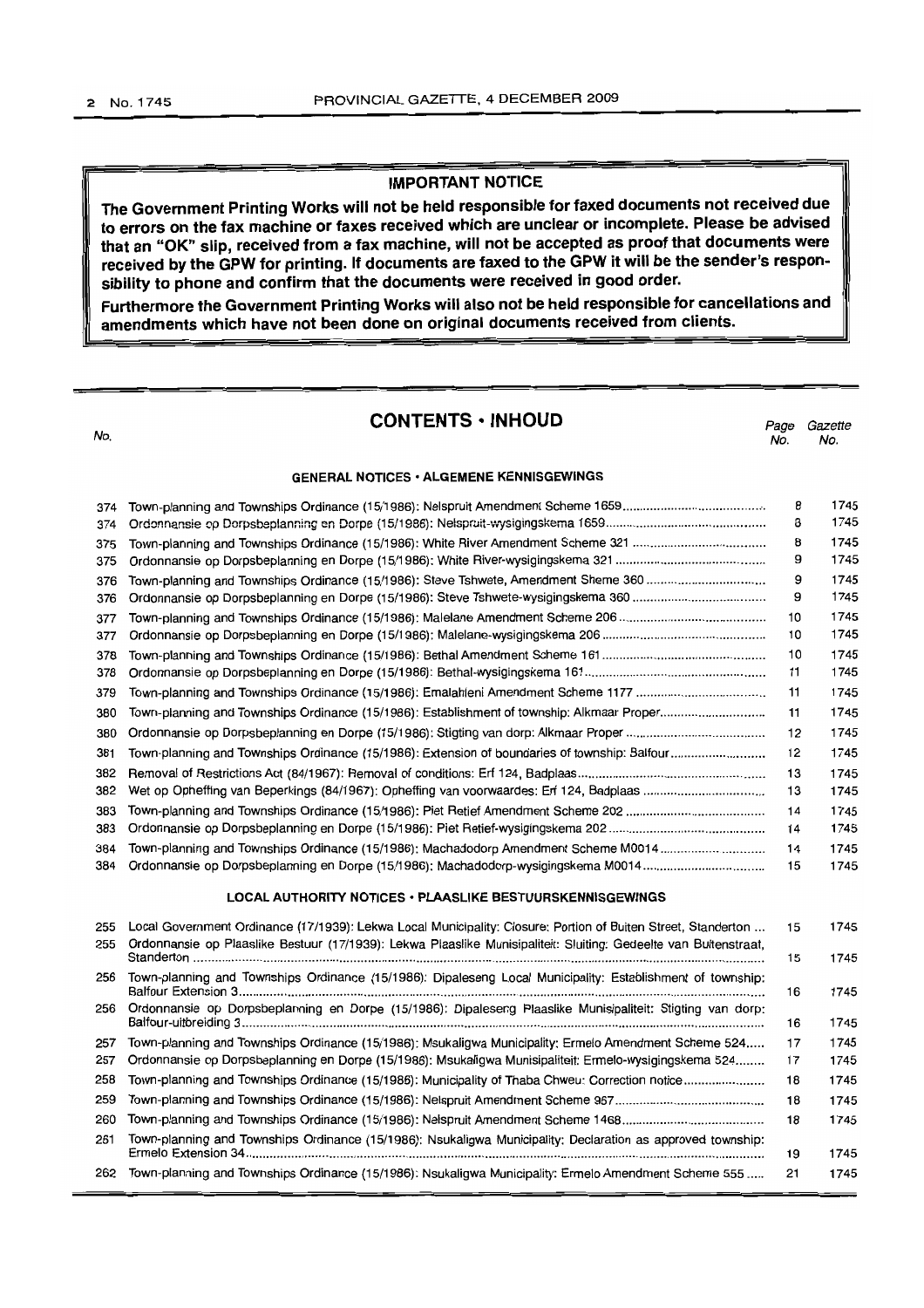## IMPORTANT NOTICE

**The Government Printing Works will not be held responsible for faxed documents not received due to errors on the fax machine or faxes received which are unclear or incomplete. Please be advised that an "OK" slip, received from a fax machine, will not be accepted as proof that documents were received by the GPW for printing. If documents are faxed to the GPW it will be the sender's responsibility to phone and confirm that the documents were received in good order.**

**Furthermore the Government Printing Works will also not be held responsible for cancellations and amendments which have not been done on original documents received from clients.**

# CONTENTS • INHOUD

| No. | | Page No. | Gazette No. |
|---|---|---|---|
| | **GENERAL NOTICES • ALGEMENE KENNISGEWINGS** | | |
| 374 | Town-planning and Townships Ordinance (15/1986): Nelspruit Amendment Scheme 1659 | 8 | 1745 |
| 374 | Ordonnansie op Dorpsbeplanning en Dorpe (15/1986): Nelspruit-wysigingskema 1659 | 8 | 1745 |
| 375 | Town-planning and Townships Ordinance (15/1986): White River Amendment Scheme 321 | 8 | 1745 |
| 375 | Ordonnansie op Dorpsbeplanning en Dorpe (15/1986): White River-wysigingskema 321 | 9 | 1745 |
| 376 | Town-planning and Townships Ordinance (15/1986): Steve Tshwete, Amendment Sheme 360 | 9 | 1745 |
| 376 | Ordonnansie op Dorpsbeplanning en Dorpe (15/1986): Steve Tshwete-wysigingskema 360 | 9 | 1745 |
| 377 | Town-planning and Townships Ordinance (15/1986): Malelane Amendment Scheme 206 | 10 | 1745 |
| 377 | Ordonnansie op Dorpsbeplanning en Dorpe (15/1986): Malelane-wysigingskema 206 | 10 | 1745 |
| 378 | Town-planning and Townships Ordinance (15/1986): Bethal Amendment Scheme 161 | 10 | 1745 |
| 378 | Ordonnansie op Dorpsbeplanning en Dorpe (15/1986): Bethal-wysigingskema 161 | 11 | 1745 |
| 379 | Town-planning and Townships Ordinance (15/1986): Emalahleni Amendment Scheme 1177 | 11 | 1745 |
| 380 | Town-planning and Townships Ordinance (15/1986): Establishment of township: Alkmaar Proper | 11 | 1745 |
| 380 | Ordonnansie op Dorpsbeplanning en Dorpe (15/1986): Stigting van dorp: Alkmaar Proper | 12 | 1745 |
| 381 | Town-planning and Townships Ordinance (15/1986): Extension of boundaries of township: Balfour | 12 | 1745 |
| 382 | Removal of Restrictions Act (84/1967): Removal of conditions: Erf 124, Badplaas | 13 | 1745 |
| 382 | Wet op Opheffing van Beperkings (84/1967): Opheffing van voorwaardes: Erf 124, Badplaas | 13 | 1745 |
| 383 | Town-planning and Townships Ordinance (15/1986): Piet Retief Amendment Scheme 202 | 14 | 1745 |
| 383 | Ordonnansie op Dorpsbeplanning en Dorpe (15/1986): Piet Retief-wysigingskema 202 | 14 | 1745 |
| 384 | Town-planning and Townships Ordinance (15/1986): Machadodorp Amendment Scheme M0014 | 14 | 1745 |
| 384 | Ordonnansie op Dorpsbeplanning en Dorpe (15/1986): Machadodorp-wysigingskema M0014 | 15 | 1745 |
| | **LOCAL AUTHORITY NOTICES • PLAASLIKE BESTUURSKENNISGEWINGS** | | |
| 255 | Local Government Ordinance (17/1939): Lekwa Local Municipality: Closure: Portion of Buiten Street, Standerton | 15 | 1745 |
| 255 | Ordonnansie op Plaaslike Bestuur (17/1939): Lekwa Plaaslike Munisipaliteit: Sluiting: Gedeelte van Buitenstraat, Standerton | 15 | 1745 |
| 256 | Town-planning and Townships Ordinance (15/1986): Dipaleseng Local Municipality: Establishment of township: Balfour Extension 3 | 16 | 1745 |
| 256 | Ordonnansie op Dorpsbeplanning en Dorpe (15/1986): Dipaleseng Plaaslike Munisipaliteit: Stigting van dorp: Balfour-uitbreiding 3 | 16 | 1745 |
| 257 | Town-planning and Townships Ordinance (15/1986): Msukaligwa Municipality: Ermelo Amendment Scheme 524 | 17 | 1745 |
| 257 | Ordonnansie op Dorpsbeplanning en Dorpe (15/1986): Msukaligwa Munisipaliteit: Ermelo-wysigingskema 524 | 17 | 1745 |
| 258 | Town-planning and Townships Ordinance (15/1986): Municipality of Thaba Chweu: Correction notice | 18 | 1745 |
| 259 | Town-planning and Townships Ordinance (15/1986): Nelspruit Amendment Scheme 967 | 18 | 1745 |
| 260 | Town-planning and Townships Ordinance (15/1986): Nelspruit Amendment Scheme 1468 | 18 | 1745 |
| 261 | Town-planning and Townships Ordinance (15/1986): Nsukaligwa Municipality: Declaration as approved township: Ermelo Extension 34 | 19 | 1745 |
| 262 | Town-planning and Townships Ordinance (15/1986): Nsukaligwa Municipality: Ermelo Amendment Scheme 555 | 21 | 1745 |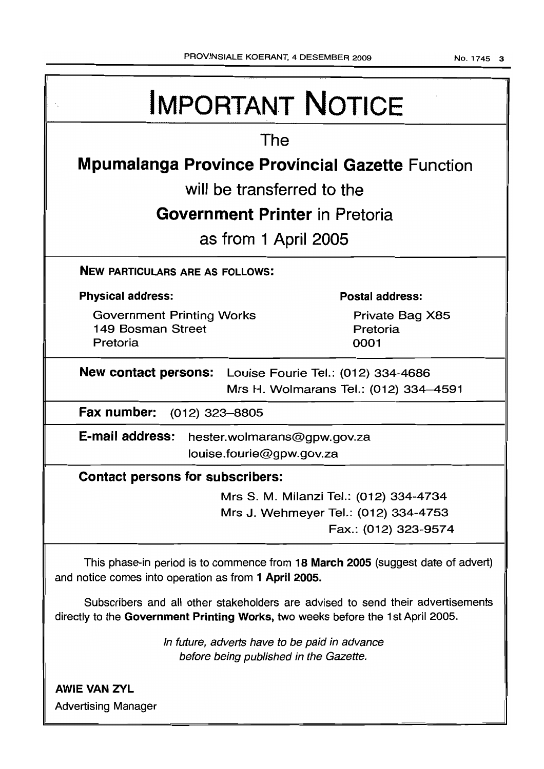# IMPORTANT NOTICE

The

**Mpumalanga Province Provincial Gazette** Function

will be transferred to the

**Government Printer** in Pretoria

as from 1 April 2005

**NEW PARTICULARS ARE AS FOLLOWS:**

**Physical address:**

Government Printing Works
149 Bosman Street
Pretoria

**Postal address:**

Private Bag X85
Pretoria
0001

**New contact persons:** Louise Fourie Tel.: (012) 334-4686
Mrs H. Wolmarans Tel.: (012) 334–4591

**Fax number:** (012) 323–8805

**E-mail address:** hester.wolmarans@gpw.gov.za
louise.fourie@gpw.gov.za

**Contact persons for subscribers:**

Mrs S. M. Milanzi Tel.: (012) 334-4734
Mrs J. Wehmeyer Tel.: (012) 334-4753
Fax.: (012) 323-9574

This phase-in period is to commence from **18 March 2005** (suggest date of advert) and notice comes into operation as from **1 April 2005.**

Subscribers and all other stakeholders are advised to send their advertisements directly to the **Government Printing Works,** two weeks before the 1st April 2005.

*In future, adverts have to be paid in advance before being published in the Gazette.*

**AWIE VAN ZYL**
Advertising Manager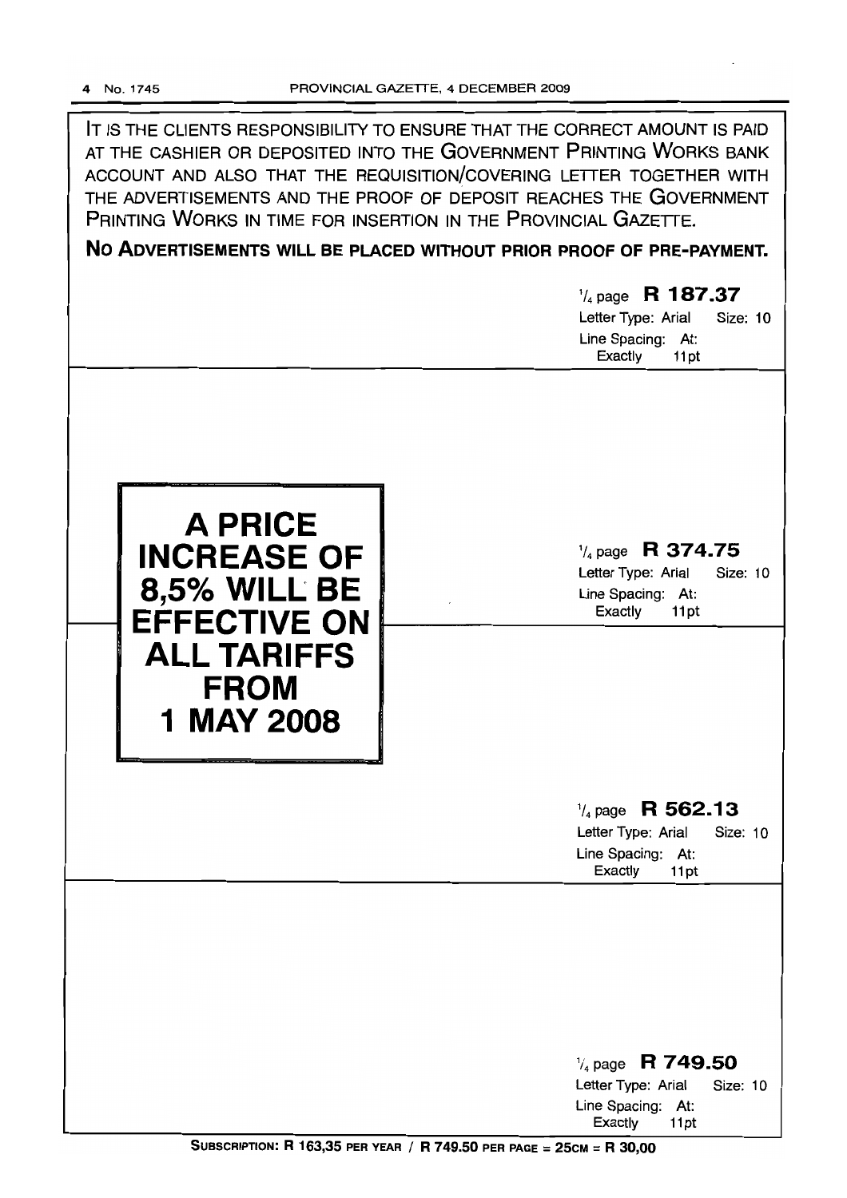IT IS THE CLIENTS RESPONSIBILITY TO ENSURE THAT THE CORRECT AMOUNT IS PAID AT THE CASHIER OR DEPOSITED INTO THE GOVERNMENT PRINTING WORKS BANK ACCOUNT AND ALSO THAT THE REQUISITION/COVERING LETTER TOGETHER WITH THE ADVERTISEMENTS AND THE PROOF OF DEPOSIT REACHES THE GOVERNMENT PRINTING WORKS IN TIME FOR INSERTION IN THE PROVINCIAL GAZETTE.

**NO ADVERTISEMENTS WILL BE PLACED WITHOUT PRIOR PROOF OF PRE-PAYMENT.**

¼ page **R 187.37**
Letter Type: Arial Size: 10
Line Spacing: At: Exactly 11pt

**A PRICE INCREASE OF 8,5% WILL BE EFFECTIVE ON ALL TARIFFS FROM 1 MAY 2008**

¼ page **R 374.75**
Letter Type: Arial Size: 10
Line Spacing: At: Exactly 11pt

¼ page **R 562.13**
Letter Type: Arial Size: 10
Line Spacing: At: Exactly 11pt

¼ page **R 749.50**
Letter Type: Arial Size: 10
Line Spacing: At: Exactly 11pt

**SUBSCRIPTION: R 163,35 PER YEAR / R 749.50 PER PAGE = 25CM = R 30,00**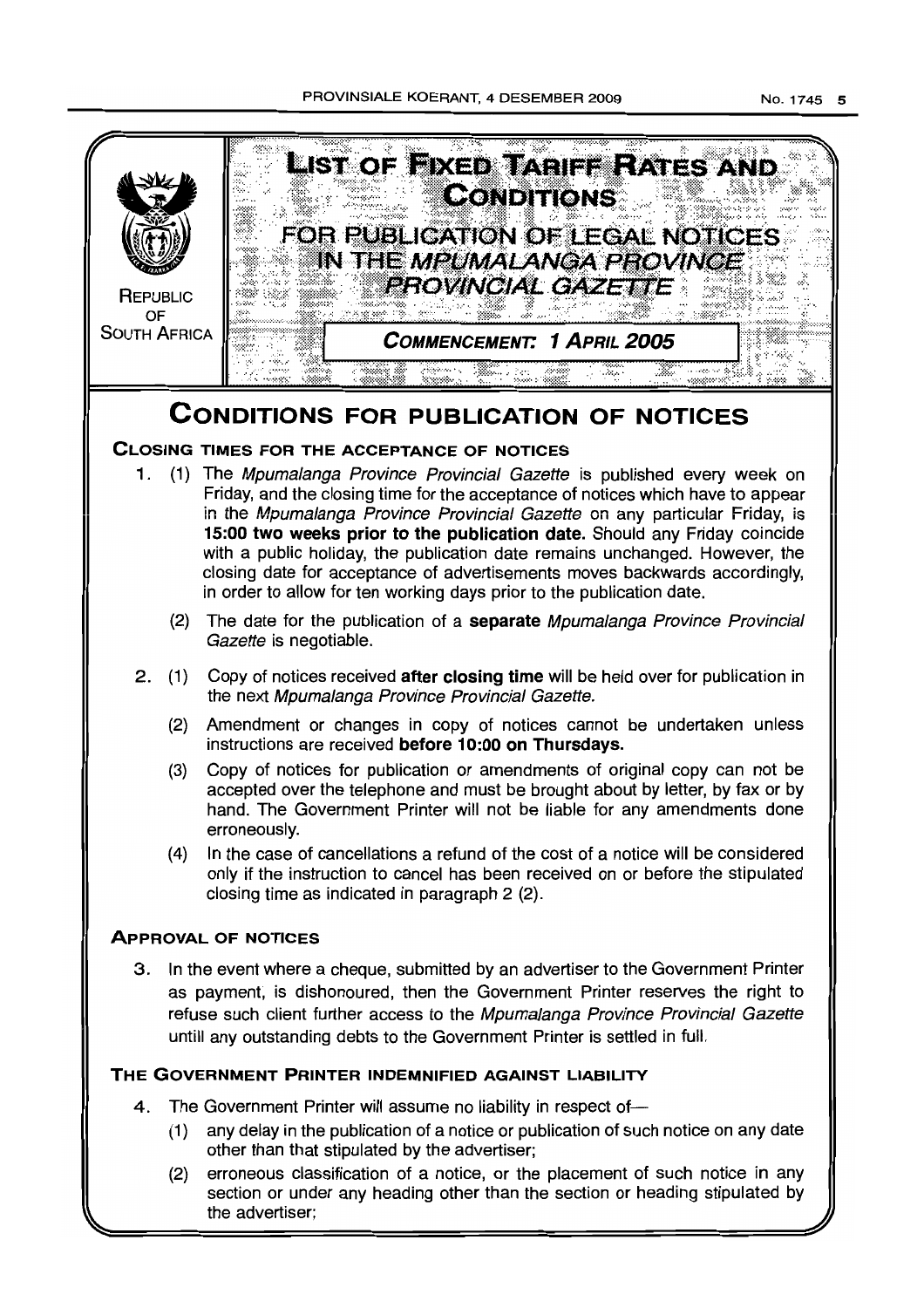REPUBLIC OF SOUTH AFRICA

# LIST OF FIXED TARIFF RATES AND CONDITIONS

## FOR PUBLICATION OF LEGAL NOTICES IN THE *MPUMALANGA PROVINCE PROVINCIAL GAZETTE*

**COMMENCEMENT: 1 APRIL 2005**

# CONDITIONS FOR PUBLICATION OF NOTICES

### CLOSING TIMES FOR THE ACCEPTANCE OF NOTICES

1. (1) The *Mpumalanga Province Provincial Gazette* is published every week on Friday, and the closing time for the acceptance of notices which have to appear in the *Mpumalanga Province Provincial Gazette* on any particular Friday, is **15:00 two weeks prior to the publication date.** Should any Friday coincide with a public holiday, the publication date remains unchanged. However, the closing date for acceptance of advertisements moves backwards accordingly, in order to allow for ten working days prior to the publication date.

   (2) The date for the publication of a **separate** *Mpumalanga Province Provincial Gazette* is negotiable.

2. (1) Copy of notices received **after closing time** will be held over for publication in the next *Mpumalanga Province Provincial Gazette.*

   (2) Amendment or changes in copy of notices cannot be undertaken unless instructions are received **before 10:00 on Thursdays.**

   (3) Copy of notices for publication or amendments of original copy can not be accepted over the telephone and must be brought about by letter, by fax or by hand. The Government Printer will not be liable for any amendments done erroneously.

   (4) In the case of cancellations a refund of the cost of a notice will be considered only if the instruction to cancel has been received on or before the stipulated closing time as indicated in paragraph 2 (2).

### APPROVAL OF NOTICES

3. In the event where a cheque, submitted by an advertiser to the Government Printer as payment, is dishonoured, then the Government Printer reserves the right to refuse such client further access to the *Mpumalanga Province Provincial Gazette* untill any outstanding debts to the Government Printer is settled in full.

### THE GOVERNMENT PRINTER INDEMNIFIED AGAINST LIABILITY

4. The Government Printer will assume no liability in respect of—

   (1) any delay in the publication of a notice or publication of such notice on any date other than that stipulated by the advertiser;

   (2) erroneous classification of a notice, or the placement of such notice in any section or under any heading other than the section or heading stipulated by the advertiser;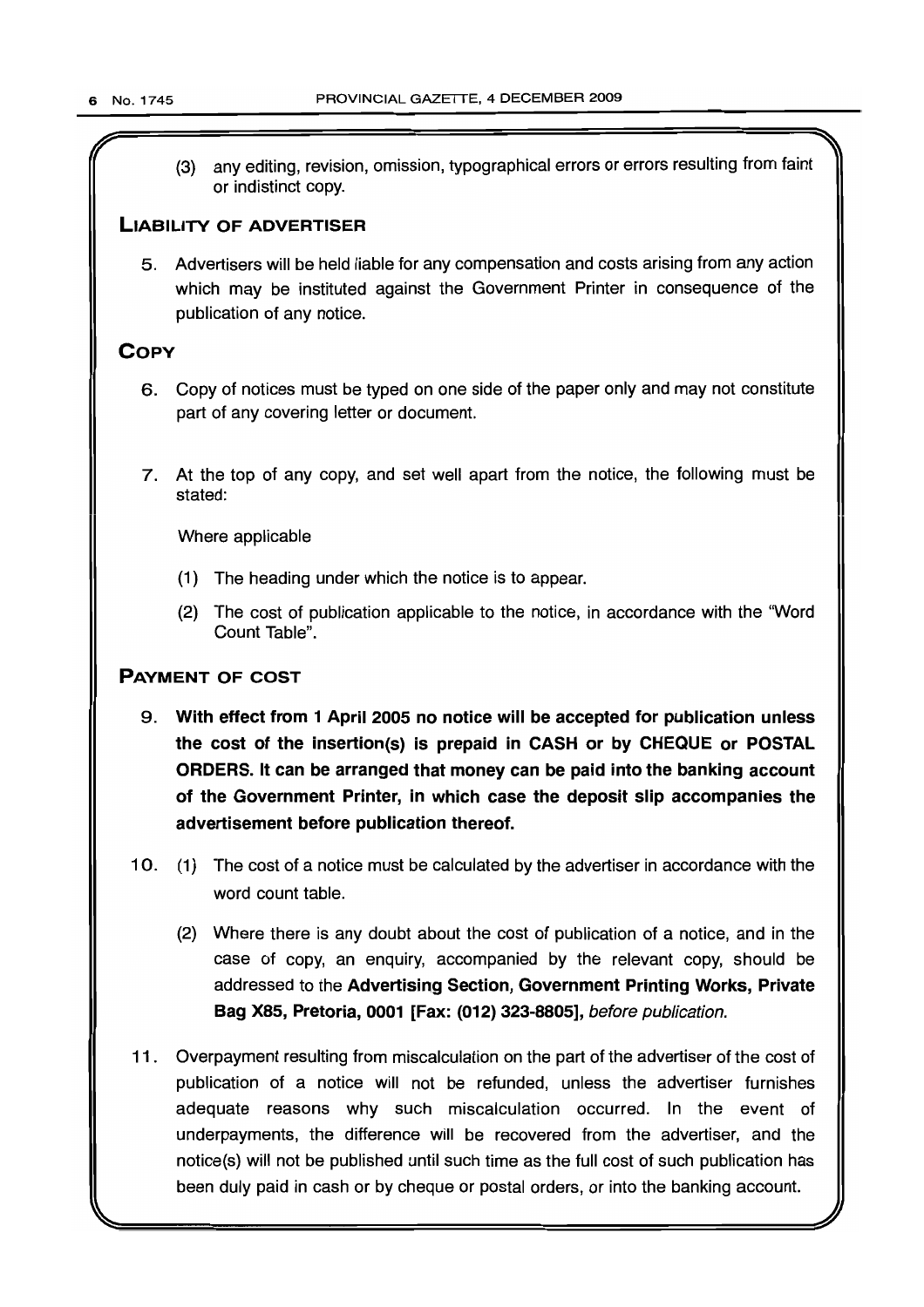(3) any editing, revision, omission, typographical errors or errors resulting from faint or indistinct copy.

## Liability of Advertiser

5. Advertisers will be held liable for any compensation and costs arising from any action which may be instituted against the Government Printer in consequence of the publication of any notice.

## Copy

6. Copy of notices must be typed on one side of the paper only and may not constitute part of any covering letter or document.

7. At the top of any copy, and set well apart from the notice, the following must be stated:

   Where applicable

   (1) The heading under which the notice is to appear.

   (2) The cost of publication applicable to the notice, in accordance with the "Word Count Table".

## Payment of Cost

9. **With effect from 1 April 2005 no notice will be accepted for publication unless the cost of the insertion(s) is prepaid in CASH or by CHEQUE or POSTAL ORDERS. It can be arranged that money can be paid into the banking account of the Government Printer, in which case the deposit slip accompanies the advertisement before publication thereof.**

10. (1) The cost of a notice must be calculated by the advertiser in accordance with the word count table.

    (2) Where there is any doubt about the cost of publication of a notice, and in the case of copy, an enquiry, accompanied by the relevant copy, should be addressed to the **Advertising Section, Government Printing Works, Private Bag X85, Pretoria, 0001 [Fax: (012) 323-8805],** *before publication.*

11. Overpayment resulting from miscalculation on the part of the advertiser of the cost of publication of a notice will not be refunded, unless the advertiser furnishes adequate reasons why such miscalculation occurred. In the event of underpayments, the difference will be recovered from the advertiser, and the notice(s) will not be published until such time as the full cost of such publication has been duly paid in cash or by cheque or postal orders, or into the banking account.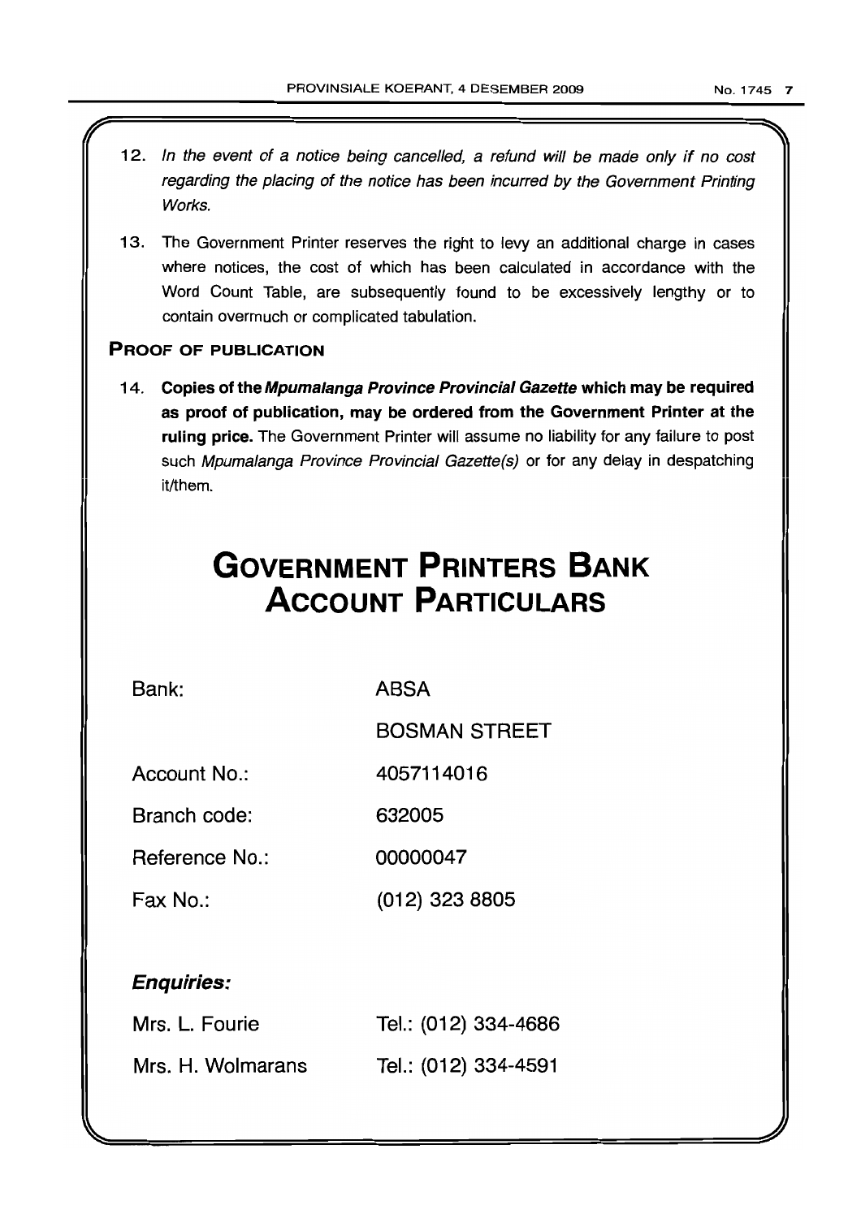12. *In the event of a notice being cancelled, a refund will be made only if no cost regarding the placing of the notice has been incurred by the Government Printing Works.*

13. The Government Printer reserves the right to levy an additional charge in cases where notices, the cost of which has been calculated in accordance with the Word Count Table, are subsequently found to be excessively lengthy or to contain overmuch or complicated tabulation.

**PROOF OF PUBLICATION**

14. **Copies of the *Mpumalanga Province Provincial Gazette* which may be required as proof of publication, may be ordered from the Government Printer at the ruling price.** The Government Printer will assume no liability for any failure to post such *Mpumalanga Province Provincial Gazette(s)* or for any delay in despatching it/them.

# GOVERNMENT PRINTERS BANK ACCOUNT PARTICULARS

| | |
|---|---|
| Bank: | ABSA |
| | BOSMAN STREET |
| Account No.: | 4057114016 |
| Branch code: | 632005 |
| Reference No.: | 00000047 |
| Fax No.: | (012) 323 8805 |

***Enquiries:***

| | |
|---|---|
| Mrs. L. Fourie | Tel.: (012) 334-4686 |
| Mrs. H. Wolmarans | Tel.: (012) 334-4591 |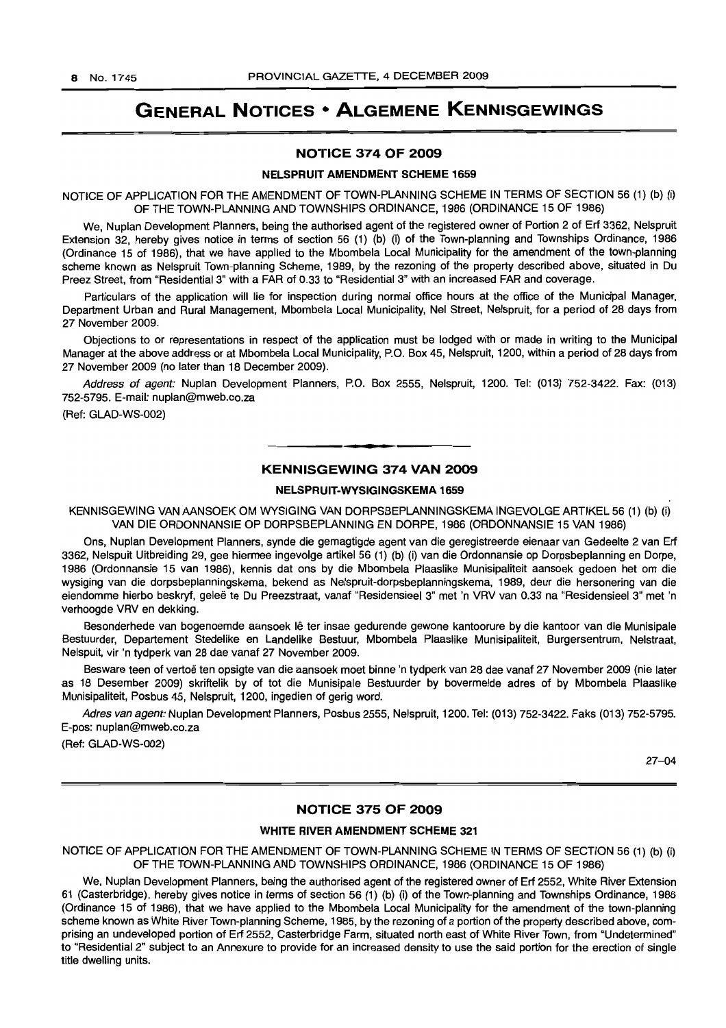# GENERAL NOTICES • ALGEMENE KENNISGEWINGS

## NOTICE 374 OF 2009

### NELSPRUIT AMENDMENT SCHEME 1659

NOTICE OF APPLICATION FOR THE AMENDMENT OF TOWN-PLANNING SCHEME IN TERMS OF SECTION 56 (1) (b) (i) OF THE TOWN-PLANNING AND TOWNSHIPS ORDINANCE, 1986 (ORDINANCE 15 OF 1986)

We, Nuplan Development Planners, being the authorised agent of the registered owner of Portion 2 of Erf 3362, Nelspruit Extension 32, hereby gives notice in terms of section 56 (1) (b) (i) of the Town-planning and Townships Ordinance, 1986 (Ordinance 15 of 1986), that we have applied to the Mbombela Local Municipality for the amendment of the town-planning scheme known as Nelspruit Town-planning Scheme, 1989, by the rezoning of the property described above, situated in Du Preez Street, from "Residential 3" with a FAR of 0.33 to "Residential 3" with an increased FAR and coverage.

Particulars of the application will lie for inspection during normal office hours at the office of the Municipal Manager, Department Urban and Rural Management, Mbombela Local Municipality, Nel Street, Nelspruit, for a period of 28 days from 27 November 2009.

Objections to or representations in respect of the application must be lodged with or made in writing to the Municipal Manager at the above address or at Mbombela Local Municipality, P.O. Box 45, Nelspruit, 1200, within a period of 28 days from 27 November 2009 (no later than 18 December 2009).

*Address of agent:* Nuplan Development Planners, P.O. Box 2555, Nelspruit, 1200. Tel: (013) 752-3422. Fax: (013) 752-5795. E-mail: nuplan@mweb.co.za

(Ref: GLAD-WS-002)

---

## KENNISGEWING 374 VAN 2009

### NELSPRUIT-WYSIGINGSKEMA 1659

KENNISGEWING VAN AANSOEK OM WYSIGING VAN DORPSBEPLANNINGSKEMA INGEVOLGE ARTIKEL 56 (1) (b) (i) VAN DIE ORDONNANSIE OP DORPSBEPLANNING EN DORPE, 1986 (ORDONNANSIE 15 VAN 1986)

Ons, Nuplan Development Planners, synde die gemagtigde agent van die geregistreerde eienaar van Gedeelte 2 van Erf 3362, Nelspuit Uitbreiding 29, gee hiermee ingevolge artikel 56 (1) (b) (i) van die Ordonnansie op Dorpsbeplanning en Dorpe, 1986 (Ordonnansie 15 van 1986), kennis dat ons by die Mbombela Plaaslike Munisipaliteit aansoek gedoen het om die wysiging van die dorpsbeplanningskema, bekend as Nelspruit-dorpsbeplanningskema, 1989, deur die hersonering van die eiendomme hierbo beskryf, geleë te Du Preezstraat, vanaf "Residensieel 3" met 'n VRV van 0.33 na "Residensieel 3" met 'n verhoogde VRV en dekking.

Besonderhede van bogenoemde aansoek lê ter insae gedurende gewone kantoorure by die kantoor van die Munisipale Bestuurder, Departement Stedelike en Landelike Bestuur, Mbombela Plaaslike Munisipaliteit, Burgersentrum, Nelstraat, Nelspuit, vir 'n tydperk van 28 dae vanaf 27 November 2009.

Besware teen of vertoë ten opsigte van die aansoek moet binne 'n tydperk van 28 dae vanaf 27 November 2009 (nie later as 18 Desember 2009) skriftelik by of tot die Munisipale Bestuurder by bovermelde adres of by Mbombela Plaaslike Munisipaliteit, Posbus 45, Nelspruit, 1200, ingedien of gerig word.

*Adres van agent:* Nuplan Development Planners, Posbus 2555, Nelspruit, 1200. Tel: (013) 752-3422. Faks (013) 752-5795. E-pos: nuplan@mweb.co.za

(Ref: GLAD-WS-002)

27–04

---

## NOTICE 375 OF 2009

### WHITE RIVER AMENDMENT SCHEME 321

NOTICE OF APPLICATION FOR THE AMENDMENT OF TOWN-PLANNING SCHEME IN TERMS OF SECTION 56 (1) (b) (i) OF THE TOWN-PLANNING AND TOWNSHIPS ORDINANCE, 1986 (ORDINANCE 15 OF 1986)

We, Nuplan Development Planners, being the authorised agent of the registered owner of Erf 2552, White River Extension 61 (Casterbridge), hereby gives notice in terms of section 56 (1) (b) (i) of the Town-planning and Townships Ordinance, 1986 (Ordinance 15 of 1986), that we have applied to the Mbombela Local Municipality for the amendment of the town-planning scheme known as White River Town-planning Scheme, 1985, by the rezoning of a portion of the property described above, comprising an undeveloped portion of Erf 2552, Casterbridge Farm, situated north east of White River Town, from "Undetermined" to "Residential 2" subject to an Annexure to provide for an increased density to use the said portion for the erection of single title dwelling units.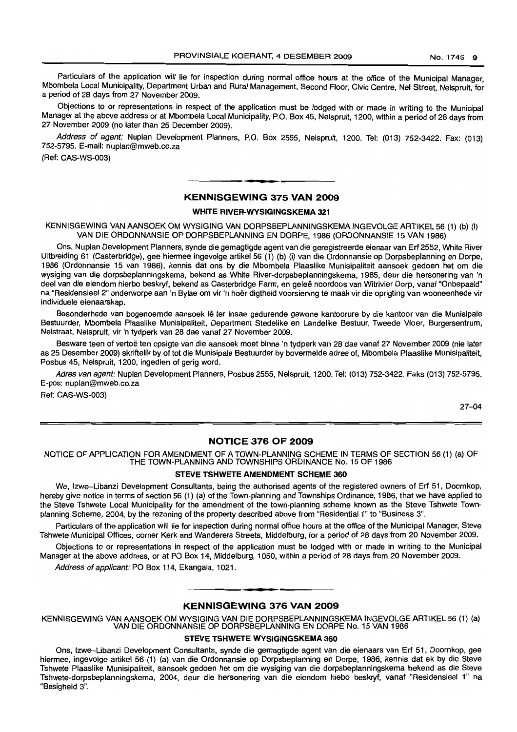Particulars of the application will lie for inspection during normal office hours at the office of the Municipal Manager, Mbombela Local Municipality, Department Urban and Rural Management, Second Floor, Civic Centre, Nel Street, Nelspruit, for a period of 28 days from 27 November 2009.

Objections to or representations in respect of the application must be lodged with or made in writing to the Municipal Manager at the above address or at Mbombela Local Municipality, P.O. Box 45, Nelspruit, 1200, within a period of 28 days from 27 November 2009 (no later than 25 December 2009).

*Address of agent:* Nuplan Development Planners, P.O. Box 2555, Nelspruit, 1200. Tel: (013) 752-3422. Fax: (013) 752-5795. E-mail: nuplan@mweb.co.za

(Ref: CAS-WS-003)

## KENNISGEWING 375 VAN 2009

### WHITE RIVER-WYSIGINGSKEMA 321

KENNISGEWING VAN AANSOEK OM WYSIGING VAN DORPSBEPLANNINGSKEMA INGEVOLGE ARTIKEL 56 (1) (b) (I) VAN DIE ORDONNANSIE OP DORPSBEPLANNING EN DORPE, 1986 (ORDONNANSIE 15 VAN 1986)

Ons, Nuplan Development Planners, synde die gemagtigde agent van die geregistreerde eienaar van Erf 2552, White River Uitbreiding 61 (Casterbridge), gee hiermee ingevolge artikel 56 (1) (b) (i) van die Ordonnansie op Dorpsbeplanning en Dorpe, 1986 (Ordonnansie 15 van 1986), kennis dat ons by die Mbombela Plaaslike Munisipaliteit aansoek gedoen het om die wysiging van die dorpsbeplanningskema, bekend as White River-dorpsbeplanningskema, 1985, deur die hersonering van 'n deel van die eiendom hierbo beskryf, bekend as Casterbridge Farm, en geleë noordoos van Witrivier Dorp, vanaf "Onbepaald" na "Residensieel 2" onderworpe aan 'n Bylae om vir 'n hoër digtheid voorsiening te maak vir die oprigting van wooneenhede vir individuele eienaarskap.

Besonderhede van bogenoemde aansoek lê ter insae gedurende gewone kantoorure by die kantoor van die Munisipale Bestuurder, Mbombela Plaaslike Munisipaliteit, Department Stedelike en Landelike Bestuur, Tweede Vloer, Burgersentrum, Nelstraat, Nelspruit, vir 'n tydperk van 28 dae vanaf 27 November 2009.

Besware teen of vertoë ten opsigte van die aansoek moet binne 'n tydperk van 28 dae vanaf 27 November 2009 (nie later as 25 Desember 2009) skriftelik by of tot die Munisipale Bestuurder by bovermelde adres of, Mbombela Plaaslike Munisipaliteit, Posbus 45, Nelspruit, 1200, ingedien of gerig word.

*Adres van agent:* Nuplan Development Planners, Posbus 2555, Nelspruit, 1200. Tel: (013) 752-3422. Faks (013) 752-5795. E-pos: nuplan@mweb.co.za

Ref: CAS-WS-003)

27–04

## NOTICE 376 OF 2009

NOTICE OF APPLICATION FOR AMENDMENT OF A TOWN-PLANNING SCHEME IN TERMS OF SECTION 56 (1) (a) OF THE TOWN-PLANNING AND TOWNSHIPS ORDINANCE No. 15 OF 1986

### STEVE TSHWETE AMENDMENT SCHEME 360

We, Izwe–Libanzi Development Consultants, being the authorised agents of the registered owners of Erf 51, Doornkop, hereby give notice in terms of section 56 (1) (a) of the Town-planning and Townships Ordinance, 1986, that we have applied to the Steve Tshwete Local Municipality for the amendment of the town-planning scheme known as the Steve Tshwete Town-planning Scheme, 2004, by the rezoning of the property described above from "Residential 1" to "Business 3".

Particulars of the application will lie for inspection during normal office hours at the office of the Municipal Manager, Steve Tshwete Municipal Offices, corner Kerk and Wanderers Streets, Middelburg, for a period of 28 days from 20 November 2009.

Objections to or representations in respect of the application must be lodged with or made in writing to the Municipal Manager at the above address, or at PO Box 14, Middelburg, 1050, within a period of 28 days from 20 November 2009.

*Address of applicant:* PO Box 114, Ekangala, 1021.

## KENNISGEWING 376 VAN 2009

KENNISGEWING VAN AANSOEK OM WYSIGING VAN DIE DORPSBEPLANNINGSKEMA INGEVOLGE ARTIKEL 56 (1) (a) VAN DIE ORDONNANSIE OP DORPSBEPLANNING EN DORPE No. 15 VAN 1986

### STEVE TSHWETE WYSIGINGSKEMA 360

Ons, Izwe–Libanzi Development Consultants, synde die gemagtigde agent van die eienaars van Erf 51, Doornkop, gee hiermee, ingevolge artikel 56 (1) (a) van die Ordonnansie op Dorpsbeplanning en Dorpe, 1986, kennis dat ek by die Steve Tshwete Plaaslike Munisipaliteit, aansoek gedoen het om die wysiging van die dorpsbeplanningskema bekend as die Steve Tshwete-dorpsbeplanningskema, 2004, deur die hersonering van die eiendom hiebo beskryf, vanaf "Residensieel 1" na "Besigheid 3".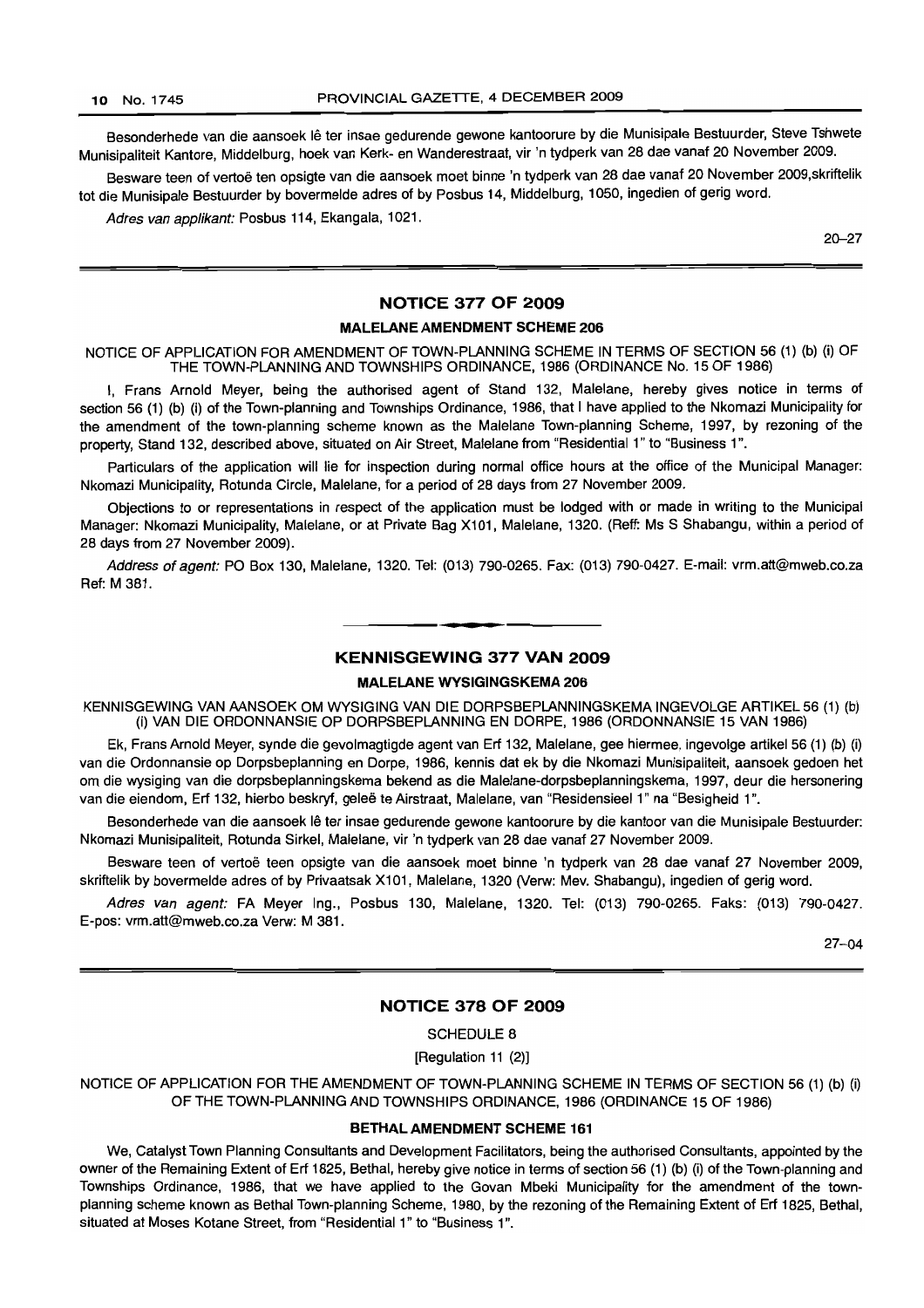Besonderhede van die aansoek lê ter insae gedurende gewone kantoorure by die Munisipale Bestuurder, Steve Tshwete Munisipaliteit Kantore, Middelburg, hoek van Kerk- en Wanderestraat, vir 'n tydperk van 28 dae vanaf 20 November 2009.

Besware teen of vertoë ten opsigte van die aansoek moet binne 'n tydperk van 28 dae vanaf 20 November 2009,skriftelik tot die Munisipale Bestuurder by bovermelde adres of by Posbus 14, Middelburg, 1050, ingedien of gerig word.

*Adres van applikant:* Posbus 114, Ekangala, 1021.

20–27

## NOTICE 377 OF 2009

### MALELANE AMENDMENT SCHEME 206

NOTICE OF APPLICATION FOR AMENDMENT OF TOWN-PLANNING SCHEME IN TERMS OF SECTION 56 (1) (b) (i) OF THE TOWN-PLANNING AND TOWNSHIPS ORDINANCE, 1986 (ORDINANCE No. 15 OF 1986)

I, Frans Arnold Meyer, being the authorised agent of Stand 132, Malelane, hereby gives notice in terms of section 56 (1) (b) (i) of the Town-planning and Townships Ordinance, 1986, that I have applied to the Nkomazi Municipality for the amendment of the town-planning scheme known as the Malelane Town-planning Scheme, 1997, by rezoning of the property, Stand 132, described above, situated on Air Street, Malelane from "Residential 1" to "Business 1".

Particulars of the application will lie for inspection during normal office hours at the office of the Municipal Manager: Nkomazi Municipality, Rotunda Circle, Malelane, for a period of 28 days from 27 November 2009.

Objections to or representations in respect of the application must be lodged with or made in writing to the Municipal Manager: Nkomazi Municipality, Malelane, or at Private Bag X101, Malelane, 1320. (Reff: Ms S Shabangu, within a period of 28 days from 27 November 2009).

*Address of agent:* PO Box 130, Malelane, 1320. Tel: (013) 790-0265. Fax: (013) 790-0427. E-mail: vrm.att@mweb.co.za Ref: M 381.

## KENNISGEWING 377 VAN 2009

### MALELANE WYSIGINGSKEMA 206

KENNISGEWING VAN AANSOEK OM WYSIGING VAN DIE DORPSBEPLANNINGSKEMA INGEVOLGE ARTIKEL 56 (1) (b) (i) VAN DIE ORDONNANSIE OP DORPSBEPLANNING EN DORPE, 1986 (ORDONNANSIE 15 VAN 1986)

Ek, Frans Arnold Meyer, synde die gevolmagtigde agent van Erf 132, Malelane, gee hiermee, ingevolge artikel 56 (1) (b) (i) van die Ordonnansie op Dorpsbeplanning en Dorpe, 1986, kennis dat ek by die Nkomazi Munisipaliteit, aansoek gedoen het om die wysiging van die dorpsbeplanningskema bekend as die Malelane-dorpsbeplanningskema, 1997, deur die hersonering van die eiendom, Erf 132, hierbo beskryf, geleë te Airstraat, Malelane, van "Residensieel 1" na "Besigheid 1".

Besonderhede van die aansoek lê ter insae gedurende gewone kantoorure by die kantoor van die Munisipale Bestuurder: Nkomazi Munisipaliteit, Rotunda Sirkel, Malelane, vir 'n tydperk van 28 dae vanaf 27 November 2009.

Besware teen of vertoë teen opsigte van die aansoek moet binne 'n tydperk van 28 dae vanaf 27 November 2009, skriftelik by bovermelde adres of by Privaatsak X101, Malelane, 1320 (Verw: Mev. Shabangu), ingedien of gerig word.

*Adres van agent:* FA Meyer Ing., Posbus 130, Malelane, 1320. Tel: (013) 790-0265. Faks: (013) 790-0427. E-pos: vrm.att@mweb.co.za Verw: M 381.

27–04

## NOTICE 378 OF 2009

SCHEDULE 8

[Regulation 11 (2)]

NOTICE OF APPLICATION FOR THE AMENDMENT OF TOWN-PLANNING SCHEME IN TERMS OF SECTION 56 (1) (b) (i) OF THE TOWN-PLANNING AND TOWNSHIPS ORDINANCE, 1986 (ORDINANCE 15 OF 1986)

### BETHAL AMENDMENT SCHEME 161

We, Catalyst Town Planning Consultants and Development Facilitators, being the authorised Consultants, appointed by the owner of the Remaining Extent of Erf 1825, Bethal, hereby give notice in terms of section 56 (1) (b) (i) of the Town-planning and Townships Ordinance, 1986, that we have applied to the Govan Mbeki Municipality for the amendment of the town-planning scheme known as Bethal Town-planning Scheme, 1980, by the rezoning of the Remaining Extent of Erf 1825, Bethal, situated at Moses Kotane Street, from "Residential 1" to "Business 1".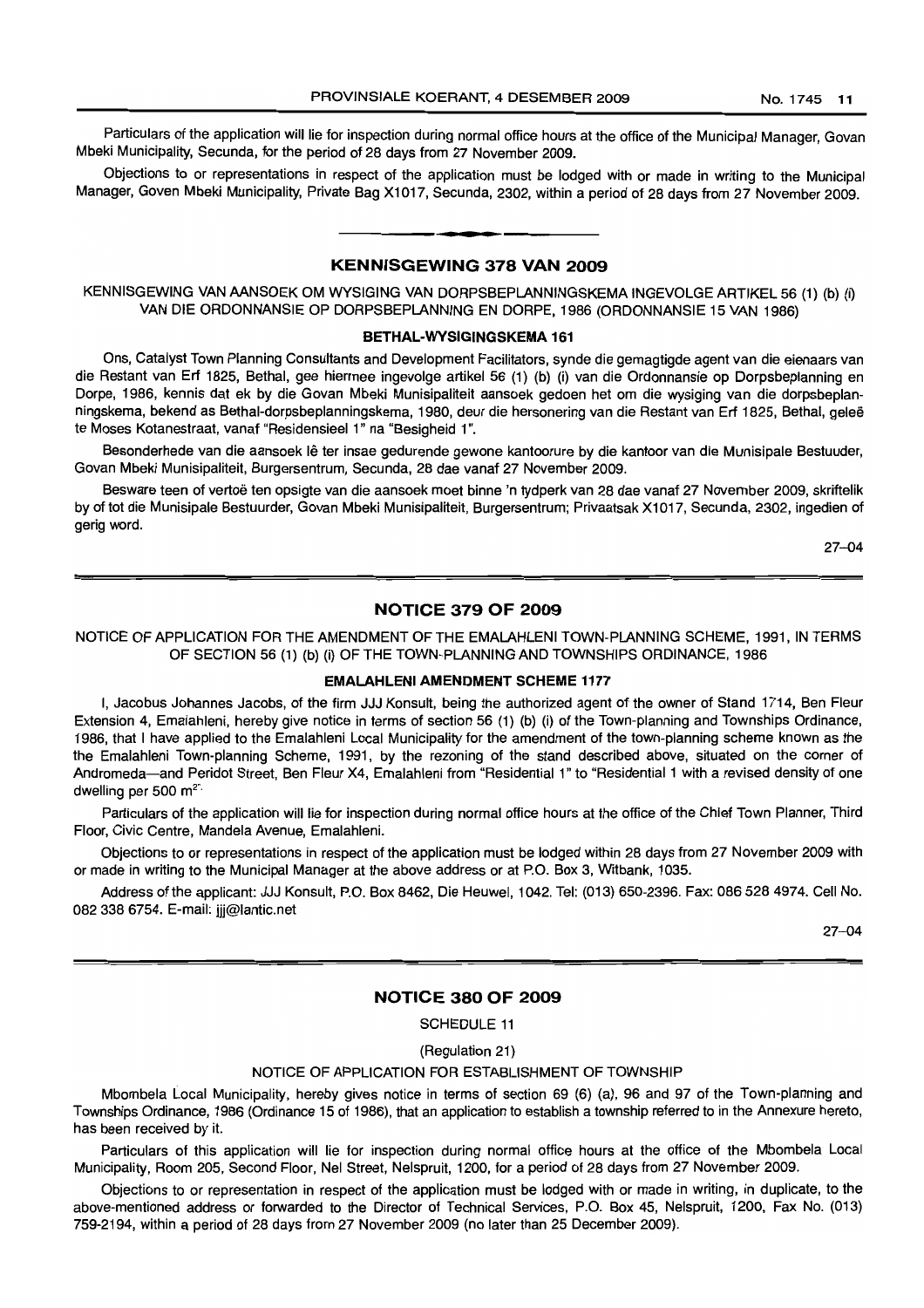Particulars of the application will lie for inspection during normal office hours at the office of the Municipal Manager, Govan Mbeki Municipality, Secunda, for the period of 28 days from 27 November 2009.

Objections to or representations in respect of the application must be lodged with or made in writing to the Municipal Manager, Goven Mbeki Municipality, Private Bag X1017, Secunda, 2302, within a period of 28 days from 27 November 2009.

---

## KENNISGEWING 378 VAN 2009

KENNISGEWING VAN AANSOEK OM WYSIGING VAN DORPSBEPLANNINGSKEMA INGEVOLGE ARTIKEL 56 (1) (b) (i) VAN DIE ORDONNANSIE OP DORPSBEPLANNING EN DORPE, 1986 (ORDONNANSIE 15 VAN 1986)

### BETHAL-WYSIGINGSKEMA 161

Ons, Catalyst Town Planning Consultants and Development Facilitators, synde die gemagtigde agent van die eienaars van die Restant van Erf 1825, Bethal, gee hiermee ingevolge artikel 56 (1) (b) (i) van die Ordonnansie op Dorpsbeplanning en Dorpe, 1986, kennis dat ek by die Govan Mbeki Munisipaliteit aansoek gedoen het om die wysiging van die dorpsbeplanningskema, bekend as Bethal-dorpsbeplanningskema, 1980, deur die hersonering van die Restant van Erf 1825, Bethal, geleë te Moses Kotanestraat, vanaf "Residensieel 1" na "Besigheid 1".

Besonderhede van die aansoek lê ter insae gedurende gewone kantoorure by die kantoor van die Munisipale Bestuuder, Govan Mbeki Munisipaliteit, Burgersentrum, Secunda, 28 dae vanaf 27 November 2009.

Besware teen of vertoë ten opsigte van die aansoek moet binne 'n tydperk van 28 dae vanaf 27 November 2009, skriftelik by of tot die Munisipale Bestuurder, Govan Mbeki Munisipaliteit, Burgersentrum; Privaatsak X1017, Secunda, 2302, ingedien of gerig word.

27–04

---

## NOTICE 379 OF 2009

NOTICE OF APPLICATION FOR THE AMENDMENT OF THE EMALAHLENI TOWN-PLANNING SCHEME, 1991, IN TERMS OF SECTION 56 (1) (b) (i) OF THE TOWN-PLANNING AND TOWNSHIPS ORDINANCE, 1986

### EMALAHLENI AMENDMENT SCHEME 1177

I, Jacobus Johannes Jacobs, of the firm JJJ Konsult, being the authorized agent of the owner of Stand 1714, Ben Fleur Extension 4, Emalahleni, hereby give notice in terms of section 56 (1) (b) (i) of the Town-planning and Townships Ordinance, 1986, that I have applied to the Emalahleni Local Municipality for the amendment of the town-planning scheme known as the the Emalahleni Town-planning Scheme, 1991, by the rezoning of the stand described above, situated on the corner of Andromeda—and Peridot Street, Ben Fleur X4, Emalahleni from "Residential 1" to "Residential 1 with a revised density of one dwelling per 500 m$^2$".

Particulars of the application will lie for inspection during normal office hours at the office of the Chief Town Planner, Third Floor, Civic Centre, Mandela Avenue, Emalahleni.

Objections to or representations in respect of the application must be lodged within 28 days from 27 November 2009 with or made in writing to the Municipal Manager at the above address or at P.O. Box 3, Witbank, 1035.

Address of the applicant: JJJ Konsult, P.O. Box 8462, Die Heuwel, 1042. Tel: (013) 650-2396. Fax: 086 528 4974. Cell No. 082 338 6754. E-mail: jjj@lantic.net

27–04

---

## NOTICE 380 OF 2009

SCHEDULE 11

(Regulation 21)

NOTICE OF APPLICATION FOR ESTABLISHMENT OF TOWNSHIP

Mbombela Local Municipality, hereby gives notice in terms of section 69 (6) (a), 96 and 97 of the Town-planning and Townships Ordinance, 1986 (Ordinance 15 of 1986), that an application to establish a township referred to in the Annexure hereto, has been received by it.

Particulars of this application will lie for inspection during normal office hours at the office of the Mbombela Local Municipality, Room 205, Second Floor, Nel Street, Nelspruit, 1200, for a period of 28 days from 27 November 2009.

Objections to or representation in respect of the application must be lodged with or made in writing, in duplicate, to the above-mentioned address or forwarded to the Director of Technical Services, P.O. Box 45, Nelspruit, 1200, Fax No. (013) 759-2194, within a period of 28 days from 27 November 2009 (no later than 25 December 2009).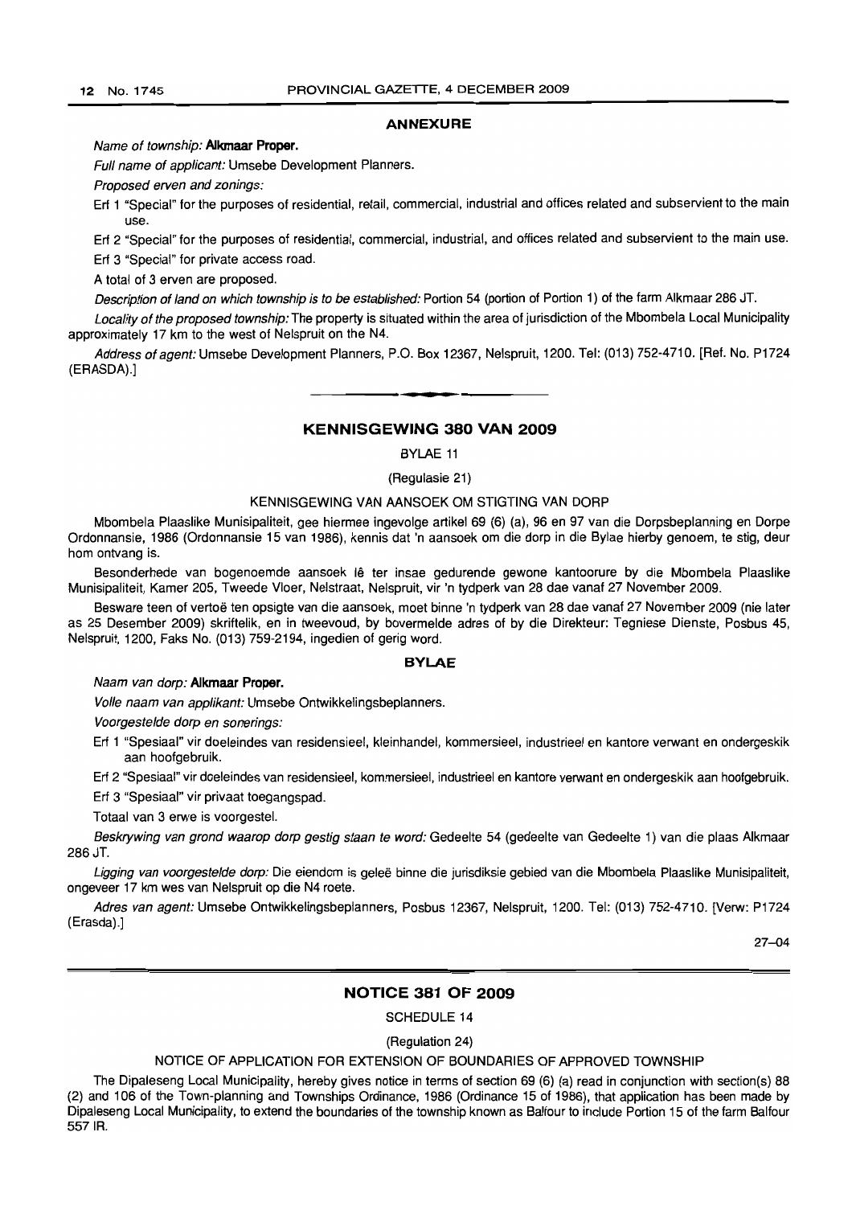## ANNEXURE

*Name of township:* **Alkmaar Proper.**

*Full name of applicant:* Umsebe Development Planners.

*Proposed erven and zonings:*

Erf 1 "Special" for the purposes of residential, retail, commercial, industrial and offices related and subservient to the main use.

Erf 2 "Special" for the purposes of residential, commercial, industrial, and offices related and subservient to the main use.

Erf 3 "Special" for private access road.

A total of 3 erven are proposed.

*Description of land on which township is to be established:* Portion 54 (portion of Portion 1) of the farm Alkmaar 286 JT.

*Locality of the proposed township:* The property is situated within the area of jurisdiction of the Mbombela Local Municipality approximately 17 km to the west of Nelspruit on the N4.

*Address of agent:* Umsebe Development Planners, P.O. Box 12367, Nelspruit, 1200. Tel: (013) 752-4710. [Ref. No. P1724 (ERASDA).]

---

## KENNISGEWING 380 VAN 2009

BYLAE 11

(Regulasie 21)

KENNISGEWING VAN AANSOEK OM STIGTING VAN DORP

Mbombela Plaaslike Munisipaliteit, gee hiermee ingevolge artikel 69 (6) (a), 96 en 97 van die Dorpsbeplanning en Dorpe Ordonnansie, 1986 (Ordonnansie 15 van 1986), kennis dat 'n aansoek om die dorp in die Bylae hierby genoem, te stig, deur hom ontvang is.

Besonderhede van bogenoemde aansoek lê ter insae gedurende gewone kantoorure by die Mbombela Plaaslike Munisipaliteit, Kamer 205, Tweede Vloer, Nelstraat, Nelspruit, vir 'n tydperk van 28 dae vanaf 27 November 2009.

Besware teen of vertoë ten opsigte van die aansoek, moet binne 'n tydperk van 28 dae vanaf 27 November 2009 (nie later as 25 Desember 2009) skriftelik, en in tweevoud, by bovermelde adres of by die Direkteur: Tegniese Dienste, Posbus 45, Nelspruit, 1200, Faks No. (013) 759-2194, ingedien of gerig word.

### BYLAE

*Naam van dorp:* **Alkmaar Proper.**

*Volle naam van applikant:* Umsebe Ontwikkelingsbeplanners.

*Voorgestelde dorp en sonerings:*

Erf 1 "Spesiaal" vir doeleindes van residensieel, kleinhandel, kommersieel, industrieel en kantore verwant en ondergeskik aan hoofgebruik.

Erf 2 "Spesiaal" vir doeleindes van residensieel, kommersieel, industrieel en kantore verwant en ondergeskik aan hoofgebruik.

Erf 3 "Spesiaal" vir privaat toegangspad.

Totaal van 3 erwe is voorgestel.

*Beskrywing van grond waarop dorp gestig staan te word:* Gedeelte 54 (gedeelte van Gedeelte 1) van die plaas Alkmaar 286 JT.

*Ligging van voorgestelde dorp:* Die eiendom is geleë binne die jurisdiksie gebied van die Mbombela Plaaslike Munisipaliteit, ongeveer 17 km wes van Nelspruit op die N4 roete.

*Adres van agent:* Umsebe Ontwikkelingsbeplanners, Posbus 12367, Nelspruit, 1200. Tel: (013) 752-4710. [Verw: P1724 (Erasda).]

27–04

---

## NOTICE 381 OF 2009

SCHEDULE 14

(Regulation 24)

NOTICE OF APPLICATION FOR EXTENSION OF BOUNDARIES OF APPROVED TOWNSHIP

The Dipaleseng Local Municipality, hereby gives notice in terms of section 69 (6) (a) read in conjunction with section(s) 88 (2) and 106 of the Town-planning and Townships Ordinance, 1986 (Ordinance 15 of 1986), that application has been made by Dipaleseng Local Municipality, to extend the boundaries of the township known as Balfour to include Portion 15 of the farm Balfour 557 IR.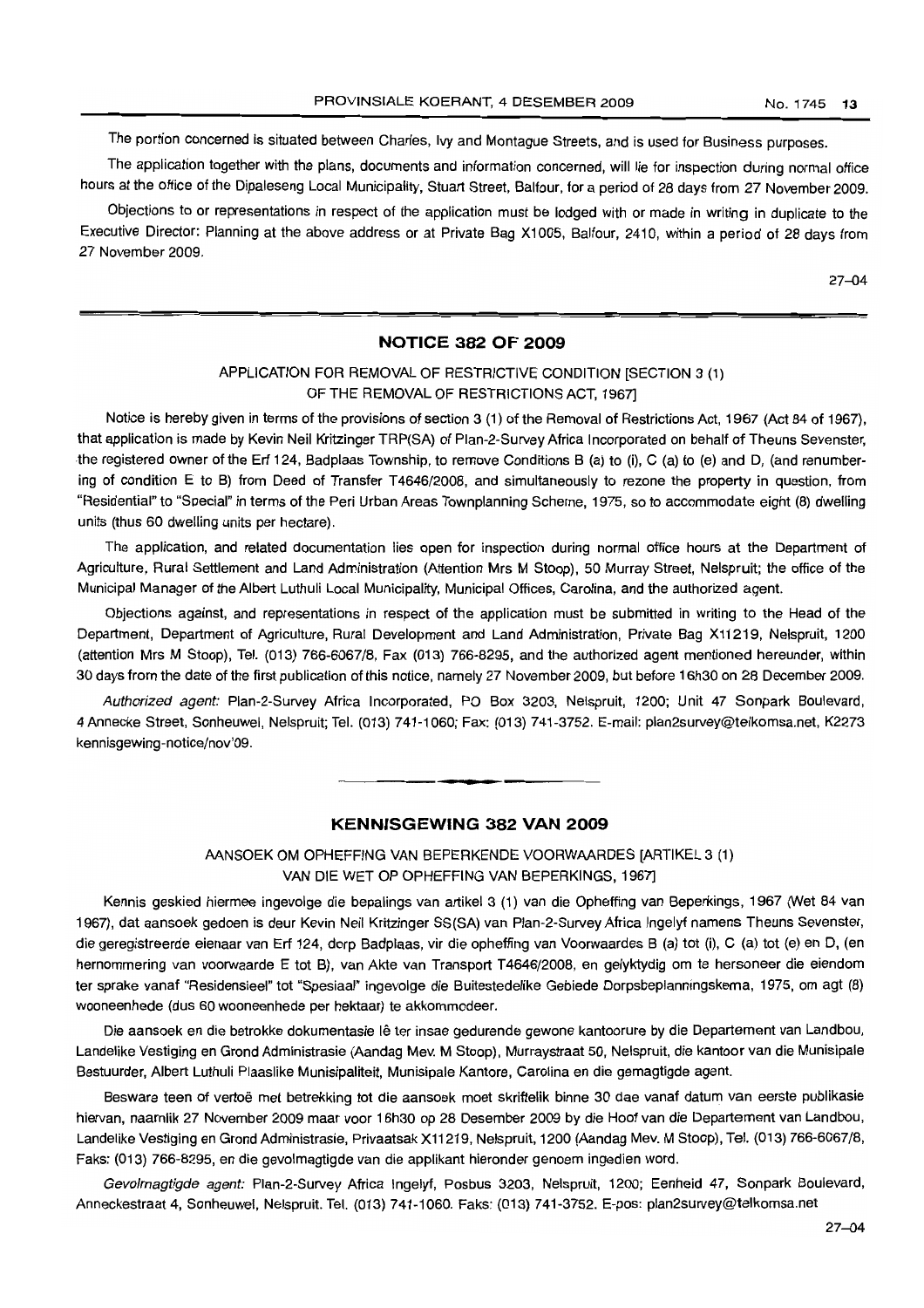The portion concerned is situated between Charles, Ivy and Montague Streets, and is used for Business purposes.

The application together with the plans, documents and information concerned, will lie for inspection during normal office hours at the office of the Dipaleseng Local Municipality, Stuart Street, Balfour, for a period of 28 days from 27 November 2009.

Objections to or representations in respect of the application must be lodged with or made in writing in duplicate to the Executive Director: Planning at the above address or at Private Bag X1005, Balfour, 2410, within a period of 28 days from 27 November 2009.

27–04

## NOTICE 382 OF 2009

### APPLICATION FOR REMOVAL OF RESTRICTIVE CONDITION [SECTION 3 (1) OF THE REMOVAL OF RESTRICTIONS ACT, 1967]

Notice is hereby given in terms of the provisions of section 3 (1) of the Removal of Restrictions Act, 1967 (Act 84 of 1967), that application is made by Kevin Neil Kritzinger TRP(SA) of Plan-2-Survey Africa Incorporated on behalf of Theuns Sevenster, the registered owner of the Erf 124, Badplaas Township, to remove Conditions B (a) to (i), C (a) to (e) and D, (and renumbering of condition E to B) from Deed of Transfer T4646/2008, and simultaneously to rezone the property in question, from "Residential" to "Special" in terms of the Peri Urban Areas Townplanning Scheme, 1975, so to accommodate eight (8) dwelling units (thus 60 dwelling units per hectare).

The application, and related documentation lies open for inspection during normal office hours at the Department of Agriculture, Rural Settlement and Land Administration (Attention Mrs M Stoop), 50 Murray Street, Nelspruit; the office of the Municipal Manager of the Albert Luthuli Local Municipality, Municipal Offices, Carolina, and the authorized agent.

Objections against, and representations in respect of the application must be submitted in writing to the Head of the Department, Department of Agriculture, Rural Development and Land Administration, Private Bag X11219, Nelspruit, 1200 (attention Mrs M Stoop), Tel. (013) 766-6067/8, Fax (013) 766-8295, and the authorized agent mentioned hereunder, within 30 days from the date of the first publication of this notice, namely 27 November 2009, but before 16h30 on 28 December 2009.

*Authorized agent:* Plan-2-Survey Africa Incorporated, PO Box 3203, Nelspruit, 1200; Unit 47 Sonpark Boulevard, 4 Annecke Street, Sonheuwel, Nelspruit; Tel. (013) 741-1060; Fax: (013) 741-3752. E-mail: plan2survey@telkomsa.net, K2273 kennisgewing-notice/nov'09.

## KENNISGEWING 382 VAN 2009

### AANSOEK OM OPHEFFING VAN BEPERKENDE VOORWAARDES [ARTIKEL 3 (1) VAN DIE WET OP OPHEFFING VAN BEPERKINGS, 1967]

Kennis geskied hiermee ingevolge die bepalings van artikel 3 (1) van die Opheffing van Beperkings, 1967 (Wet 84 van 1967), dat aansoek gedoen is deur Kevin Neil Kritzinger SS(SA) van Plan-2-Survey Africa Ingelyf namens Theuns Sevenster, die geregistreerde eienaar van Erf 124, dorp Badplaas, vir die opheffing van Voorwaardes B (a) tot (i), C (a) tot (e) en D, (en hernommering van voorwaarde E tot B), van Akte van Transport T4646/2008, en gelyktydig om te hersoneer die eiendom ter sprake vanaf "Residensieel" tot "Spesiaal" ingevolge die Buitestedelike Gebiede Dorpsbeplanningskema, 1975, om agt (8) wooneenhede (dus 60 wooneenhede per hektaar) te akkommodeer.

Die aansoek en die betrokke dokumentasie lê ter insae gedurende gewone kantoorure by die Departement van Landbou, Landelike Vestiging en Grond Administrasie (Aandag Mev. M Stoop), Murraystraat 50, Nelspruit, die kantoor van die Munisipale Bestuurder, Albert Luthuli Plaaslike Munisipaliteit, Munisipale Kantore, Carolina en die gemagtigde agent.

Besware teen of vertoë met betrekking tot die aansoek moet skriftelik binne 30 dae vanaf datum van eerste publikasie hiervan, naamlik 27 November 2009 maar voor 16h30 op 28 Desember 2009 by die Hoof van die Departement van Landbou, Landelike Vestiging en Grond Administrasie, Privaatsak X11219, Nelspruit, 1200 (Aandag Mev. M Stoop), Tel. (013) 766-6067/8, Faks: (013) 766-8295, en die gevolmagtigde van die applikant hieronder genoem ingedien word.

*Gevolmagtigde agent:* Plan-2-Survey Africa Ingelyf, Posbus 3203, Nelspruit, 1200; Eenheid 47, Sonpark Boulevard, Anneckestraat 4, Sonheuwel, Nelspruit. Tel. (013) 741-1060. Faks: (013) 741-3752. E-pos: plan2survey@telkomsa.net

27–04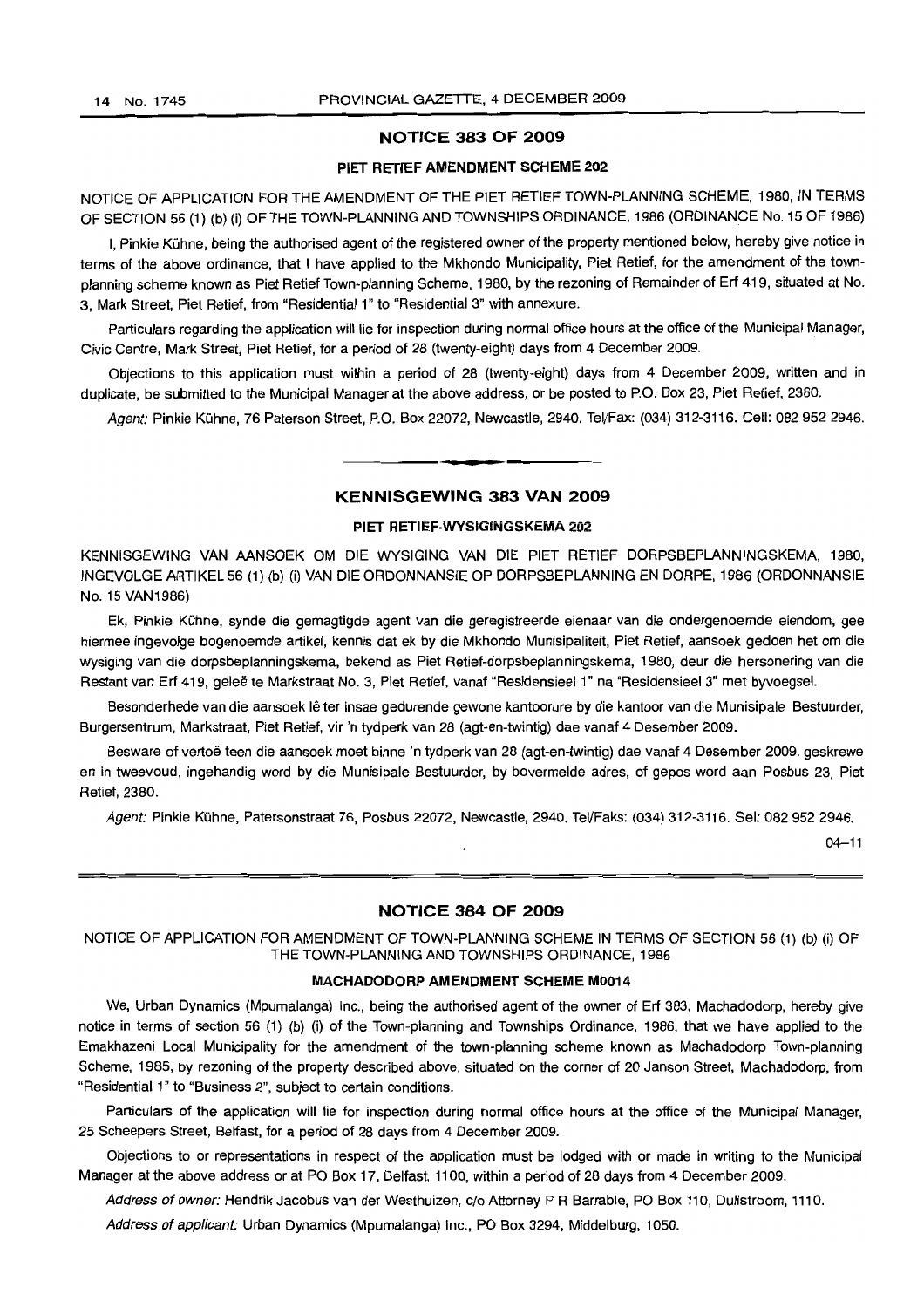## NOTICE 383 OF 2009

### PIET RETIEF AMENDMENT SCHEME 202

NOTICE OF APPLICATION FOR THE AMENDMENT OF THE PIET RETIEF TOWN-PLANNING SCHEME, 1980, IN TERMS OF SECTION 56 (1) (b) (i) OF THE TOWN-PLANNING AND TOWNSHIPS ORDINANCE, 1986 (ORDINANCE No. 15 OF 1986)

I, Pinkie Kühne, being the authorised agent of the registered owner of the property mentioned below, hereby give notice in terms of the above ordinance, that I have applied to the Mkhondo Municipality, Piet Retief, for the amendment of the town-planning scheme known as Piet Retief Town-planning Scheme, 1980, by the rezoning of Remainder of Erf 419, situated at No. 3, Mark Street, Piet Retief, from "Residential 1" to "Residential 3" with annexure.

Particulars regarding the application will lie for inspection during normal office hours at the office of the Municipal Manager, Civic Centre, Mark Street, Piet Retief, for a period of 28 (twenty-eight) days from 4 December 2009.

Objections to this application must within a period of 28 (twenty-eight) days from 4 December 2009, written and in duplicate, be submitted to the Municipal Manager at the above address, or be posted to P.O. Box 23, Piet Retief, 2380.

*Agent:* Pinkie Kühne, 76 Paterson Street, P.O. Box 22072, Newcastle, 2940. Tel/Fax: (034) 312-3116. Cell: 082 952 2946.

---

## KENNISGEWING 383 VAN 2009

### PIET RETIEF-WYSIGINGSKEMA 202

KENNISGEWING VAN AANSOEK OM DIE WYSIGING VAN DIE PIET RETIEF DORPSBEPLANNINGSKEMA, 1980, INGEVOLGE ARTIKEL 56 (1) (b) (i) VAN DIE ORDONNANSIE OP DORPSBEPLANNING EN DORPE, 1986 (ORDONNANSIE No. 15 VAN1986)

Ek, Pinkie Kühne, synde die gemagtigde agent van die geregistreerde eienaar van die ondergenoemde eiendom, gee hiermee ingevolge bogenoemde artikel, kennis dat ek by die Mkhondo Munisipaliteit, Piet Retief, aansoek gedoen het om die wysiging van die dorpsbeplanningskema, bekend as Piet Retief-dorpsbeplanningskema, 1980, deur die hersonering van die Restant van Erf 419, geleë te Markstraat No. 3, Piet Retief, vanaf "Residensieel 1" na "Residensieel 3" met byvoegsel.

Besonderhede van die aansoek lê ter insae gedurende gewone kantoorure by die kantoor van die Munisipale Bestuurder, Burgersentrum, Markstraat, Piet Retief, vir 'n tydperk van 28 (agt-en-twintig) dae vanaf 4 Desember 2009.

Besware of vertoë teen die aansoek moet binne 'n tydperk van 28 (agt-en-twintig) dae vanaf 4 Desember 2009, geskrewe en in tweevoud, ingehandig word by die Munisipale Bestuurder, by bovermelde adres, of gepos word aan Posbus 23, Piet Retief, 2380.

*Agent:* Pinkie Kühne, Patersonstraat 76, Posbus 22072, Newcastle, 2940. Tel/Faks: (034) 312-3116. Sel: 082 952 2946.

04–11

---

## NOTICE 384 OF 2009

NOTICE OF APPLICATION FOR AMENDMENT OF TOWN-PLANNING SCHEME IN TERMS OF SECTION 56 (1) (b) (i) OF THE TOWN-PLANNING AND TOWNSHIPS ORDINANCE, 1986

### MACHADODORP AMENDMENT SCHEME M0014

We, Urban Dynamics (Mpumalanga) Inc., being the authorised agent of the owner of Erf 383, Machadodorp, hereby give notice in terms of section 56 (1) (b) (i) of the Town-planning and Townships Ordinance, 1986, that we have applied to the Emakhazeni Local Municipality for the amendment of the town-planning scheme known as Machadodorp Town-planning Scheme, 1985, by rezoning of the property described above, situated on the corner of 20 Janson Street, Machadodorp, from "Residential 1" to "Business 2", subject to certain conditions.

Particulars of the application will lie for inspection during normal office hours at the office of the Municipal Manager, 25 Scheepers Street, Belfast, for a period of 28 days from 4 December 2009.

Objections to or representations in respect of the application must be lodged with or made in writing to the Municipal Manager at the above address or at PO Box 17, Belfast, 1100, within a period of 28 days from 4 December 2009.

*Address of owner:* Hendrik Jacobus van der Westhuizen, c/o Attorney P R Barrable, PO Box 110, Dullstroom, 1110.

*Address of applicant:* Urban Dynamics (Mpumalanga) Inc., PO Box 3294, Middelburg, 1050.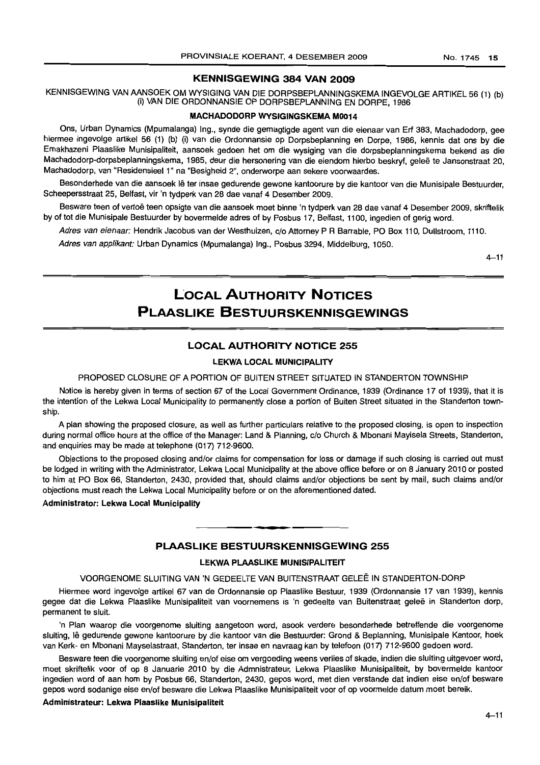## KENNISGEWING 384 VAN 2009

KENNISGEWING VAN AANSOEK OM WYSIGING VAN DIE DORPSBEPLANNINGSKEMA INGEVOLGE ARTIKEL 56 (1) (b) (i) VAN DIE ORDONNANSIE OP DORPSBEPLANNING EN DORPE, 1986

**MACHADODORP WYSIGINGSKEMA M0014**

Ons, Urban Dynamics (Mpumalanga) Ing., synde die gemagtigde agent van die eienaar van Erf 383, Machadodorp, gee hiermee ingevolge artikel 56 (1) (b) (i) van die Ordonnansie op Dorpsbeplanning en Dorpe, 1986, kennis dat ons by die Emakhazeni Plaaslike Munisipaliteit, aansoek gedoen het om die wysiging van die dorpsbeplanningskema bekend as die Machadodorp-dorpsbeplanningskema, 1985, deur die hersonering van die eiendom hierbo beskryf, geleë te Jansonstraat 20, Machadodorp, van "Residensieel 1" na "Besigheid 2", onderworpe aan sekere voorwaardes.

Besonderhede van die aansoek lê ter insae gedurende gewone kantoorure by die kantoor van die Munisipale Bestuurder, Scheepersstraat 25, Belfast, vir 'n tydperk van 28 dae vanaf 4 Desember 2009.

Besware teen of vertoë teen opsigte van die aansoek moet binne 'n tydperk van 28 dae vanaf 4 Desember 2009, skriftelik by of tot die Munisipale Bestuurder by bovermelde adres of by Posbus 17, Belfast, 1100, ingedien of gerig word.

*Adres van eienaar:* Hendrik Jacobus van der Westhuizen, c/o Attorney P R Barrable, PO Box 110, Dullstroom, 1110.

*Adres van applikant:* Urban Dynamics (Mpumalanga) Ing., Posbus 3294, Middelburg, 1050.

4–11

# LOCAL AUTHORITY NOTICES
# PLAASLIKE BESTUURSKENNISGEWINGS

## LOCAL AUTHORITY NOTICE 255

**LEKWA LOCAL MUNICIPALITY**

PROPOSED CLOSURE OF A PORTION OF BUITEN STREET SITUATED IN STANDERTON TOWNSHIP

Notice is hereby given in terms of section 67 of the Local Government Ordinance, 1939 (Ordinance 17 of 1939), that it is the intention of the Lekwa Local Municipality to permanently close a portion of Buiten Street situated in the Standerton township.

A plan showing the proposed closure, as well as further particulars relative to the proposed closing, is open to inspection during normal office hours at the office of the Manager: Land & Planning, c/o Church & Mbonani Mayisela Streets, Standerton, and enquiries may be made at telephone (017) 712-9600.

Objections to the proposed closing and/or claims for compensation for loss or damage if such closing is carried out must be lodged in writing with the Administrator, Lekwa Local Municipality at the above office before or on 8 January 2010 or posted to him at PO Box 66, Standerton, 2430, provided that, should claims and/or objections be sent by mail, such claims and/or objections must reach the Lekwa Local Municipality before or on the aforementioned dated.

**Administrator: Lekwa Local Municipality**

## PLAASLIKE BESTUURSKENNISGEWING 255

**LEKWA PLAASLIKE MUNISIPALITEIT**

VOORGENOME SLUITING VAN 'N GEDEELTE VAN BUITENSTRAAT GELEË IN STANDERTON-DORP

Hiermee word ingevolge artikel 67 van de Ordonnansie op Plaaslike Bestuur, 1939 (Ordonnansie 17 van 1939), kennis gegee dat die Lekwa Plaaslike Munisipaliteit van voornemens is 'n gedeelte van Buitenstraat geleë in Standerton dorp, permanent te sluit.

'n Plan waarop die voorgenome sluiting aangetoon word, asook verdere besonderhede betreffende die voorgenome sluiting, lê gedurende gewone kantoorure by die kantoor van die Bestuurder: Grond & Beplanning, Munisipale Kantoor, hoek van Kerk- en Mbonani Mayselastraat, Standerton, ter insae en navraag kan by telefoon (017) 712-9600 gedoen word.

Besware teen die voorgenome sluiting en/of eise om vergoeding weens verlies of skade, indien die sluiting uitgevoer word, moet skriftelik voor of op 8 Januarie 2010 by die Admnistrateur, Lekwa Plaaslike Munisipaliteit, by bovermelde kantoor ingedien word of aan hom by Posbus 66, Standerton, 2430, gepos word, met dien verstande dat indien eise en/of besware gepos word sodanige eise en/of besware die Lekwa Plaaslike Munisipaliteit voor of op voormelde datum moet bereik.

**Administrateur: Lekwa Plaaslike Munisipaliteit**

4–11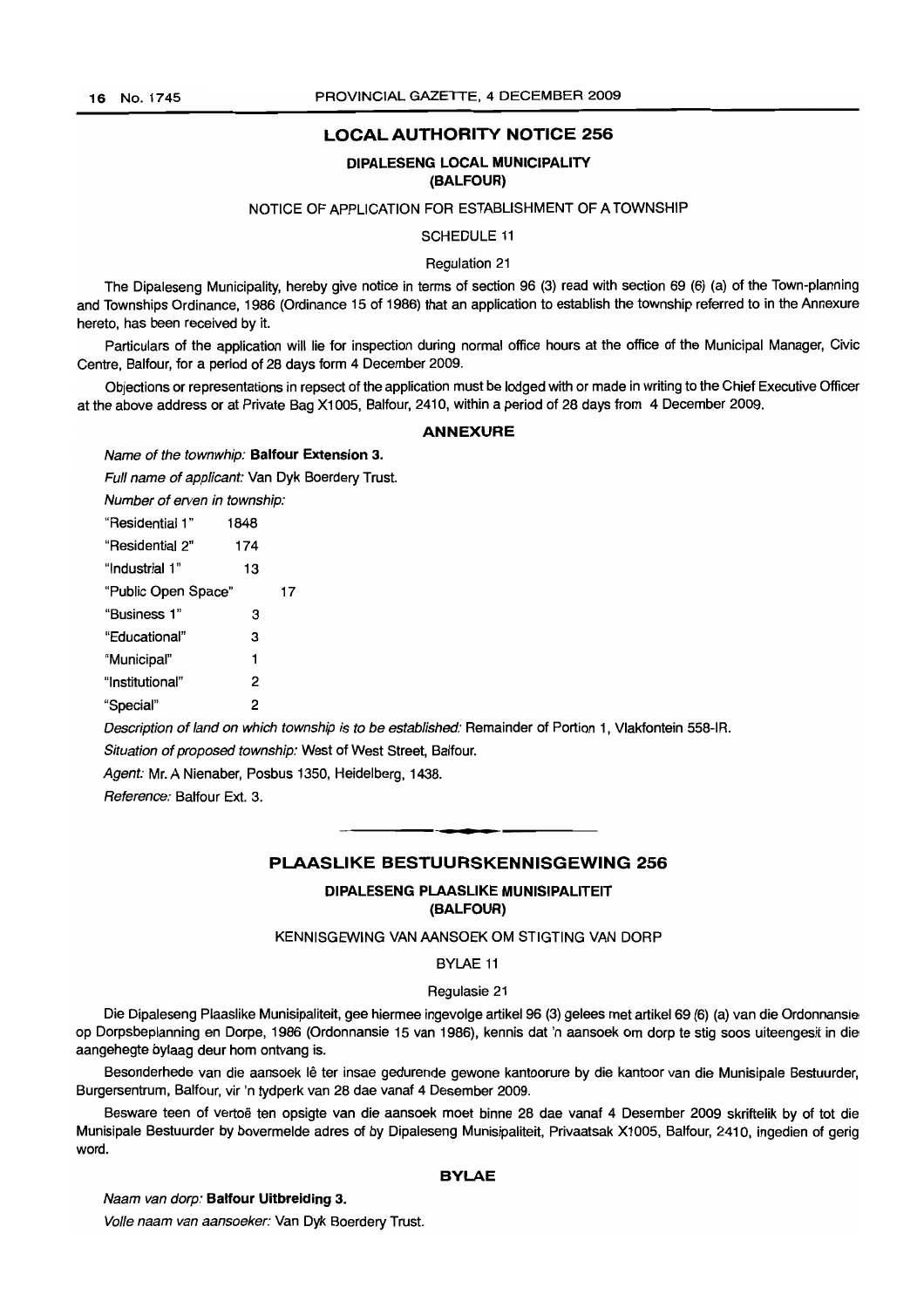## LOCAL AUTHORITY NOTICE 256

### DIPALESENG LOCAL MUNICIPALITY (BALFOUR)

NOTICE OF APPLICATION FOR ESTABLISHMENT OF A TOWNSHIP

SCHEDULE 11

Regulation 21

The Dipaleseng Municipality, hereby give notice in terms of section 96 (3) read with section 69 (6) (a) of the Town-planning and Townships Ordinance, 1986 (Ordinance 15 of 1986) that an application to establish the township referred to in the Annexure hereto, has been received by it.

Particulars of the application will lie for inspection during normal office hours at the office of the Municipal Manager, Civic Centre, Balfour, for a period of 28 days form 4 December 2009.

Objections or representations in repsect of the application must be lodged with or made in writing to the Chief Executive Officer at the above address or at Private Bag X1005, Balfour, 2410, within a period of 28 days from 4 December 2009.

#### ANNEXURE

*Name of the townwhip:* **Balfour Extension 3.**

*Full name of applicant:* Van Dyk Boerdery Trust.

*Number of erven in township:*

"Residential 1" 1848

"Residential 2" 174

"Industrial 1" 13

"Public Open Space" 17

"Business 1" 3

"Educational" 3

"Municipal" 1

"Institutional" 2

"Special" 2

*Description of land on which township is to be established:* Remainder of Portion 1, Vlakfontein 558-IR.

*Situation of proposed township:* West of West Street, Balfour.

*Agent:* Mr. A Nienaber, Posbus 1350, Heidelberg, 1438.

*Reference:* Balfour Ext. 3.

## PLAASLIKE BESTUURSKENNISGEWING 256

### DIPALESENG PLAASLIKE MUNISIPALITEIT (BALFOUR)

KENNISGEWING VAN AANSOEK OM STIGTING VAN DORP

BYLAE 11

Regulasie 21

Die Dipaleseng Plaaslike Munisipaliteit, gee hiermee ingevolge artikel 96 (3) gelees met artikel 69 (6) (a) van die Ordonnansie op Dorpsbeplanning en Dorpe, 1986 (Ordonnansie 15 van 1986), kennis dat 'n aansoek om dorp te stig soos uiteengesit in die aangehegte bylaag deur hom ontvang is.

Besonderhede van die aansoek lê ter insae gedurende gewone kantoorure by die kantoor van die Munisipale Bestuurder, Burgersentrum, Balfour, vir 'n tydperk van 28 dae vanaf 4 Desember 2009.

Besware teen of vertoë ten opsigte van die aansoek moet binne 28 dae vanaf 4 Desember 2009 skriftelik by of tot die Munisipale Bestuurder by bovermelde adres of by Dipaleseng Munisipaliteit, Privaatsak X1005, Balfour, 2410, ingedien of gerig word.

#### BYLAE

*Naam van dorp:* **Balfour Uitbreiding 3.**

*Volle naam van aansoeker:* Van Dyk Boerdery Trust.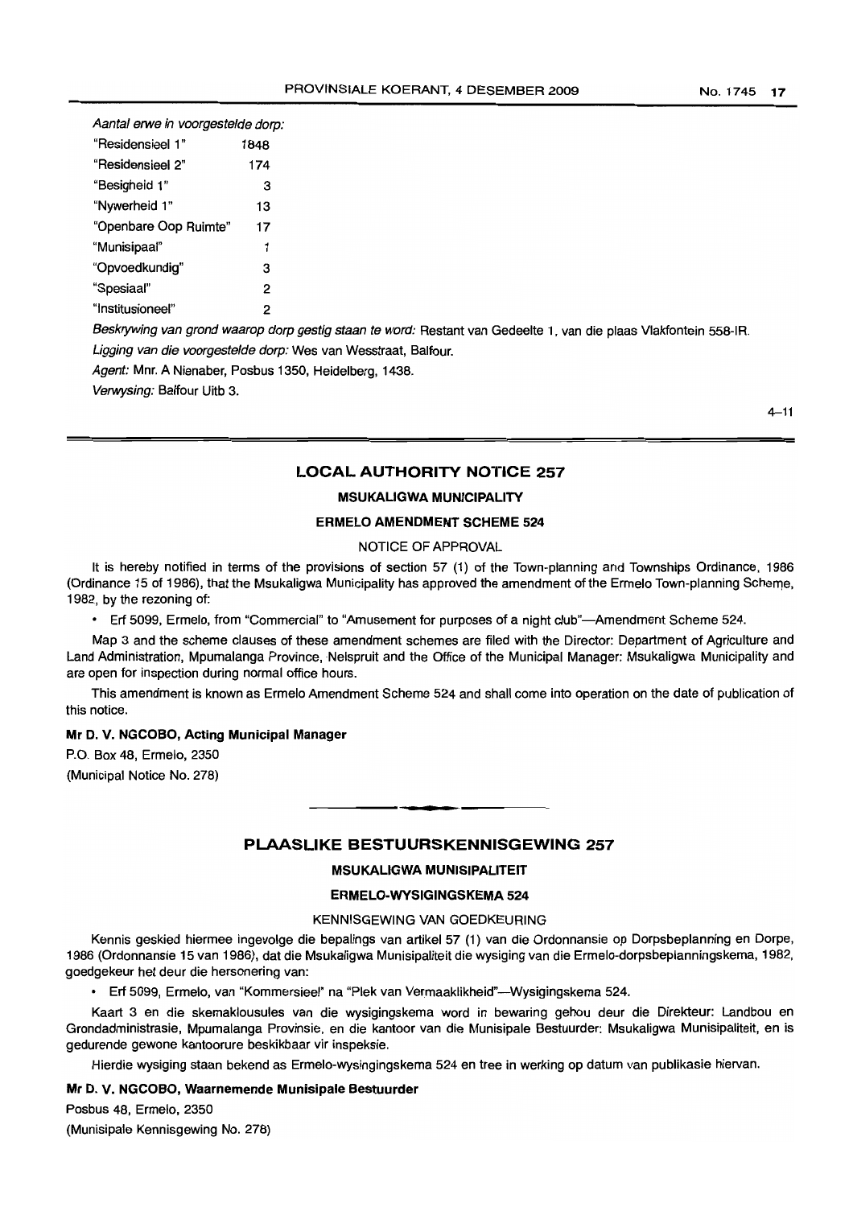*Aantal erwe in voorgestelde dorp:*

| | |
|---|---|
| "Residensieel 1" | 1848 |
| "Residensieel 2" | 174 |
| "Besigheid 1" | 3 |
| "Nywerheid 1" | 13 |
| "Openbare Oop Ruimte" | 17 |
| "Munisipaal" | 1 |
| "Opvoedkundig" | 3 |
| "Spesiaal" | 2 |
| "Institusioneel" | 2 |

*Beskrywing van grond waarop dorp gestig staan te word:* Restant van Gedeelte 1, van die plaas Vlakfontein 558-IR.

*Ligging van die voorgestelde dorp:* Wes van Wesstraat, Balfour.

*Agent:* Mnr. A Nienaber, Posbus 1350, Heidelberg, 1438.

*Verwysing:* Balfour Uitb 3.

4–11

## LOCAL AUTHORITY NOTICE 257

### MSUKALIGWA MUNICIPALITY

### ERMELO AMENDMENT SCHEME 524

NOTICE OF APPROVAL

It is hereby notified in terms of the provisions of section 57 (1) of the Town-planning and Townships Ordinance, 1986 (Ordinance 15 of 1986), that the Msukaligwa Municipality has approved the amendment of the Ermelo Town-planning Scheme, 1982, by the rezoning of:

- Erf 5099, Ermelo, from "Commercial" to "Amusement for purposes of a night club"—Amendment Scheme 524.

Map 3 and the scheme clauses of these amendment schemes are filed with the Director: Department of Agriculture and Land Administration, Mpumalanga Province, Nelspruit and the Office of the Municipal Manager: Msukaligwa Municipality and are open for inspection during normal office hours.

This amendment is known as Ermelo Amendment Scheme 524 and shall come into operation on the date of publication of this notice.

**Mr D. V. NGCOBO, Acting Municipal Manager**

P.O. Box 48, Ermelo, 2350

(Municipal Notice No. 278)

## PLAASLIKE BESTUURSKENNISGEWING 257

### MSUKALIGWA MUNISIPALITEIT

### ERMELO-WYSIGINGSKEMA 524

KENNISGEWING VAN GOEDKEURING

Kennis geskied hiermee ingevolge die bepalings van artikel 57 (1) van die Ordonnansie op Dorpsbeplanning en Dorpe, 1986 (Ordonnansie 15 van 1986), dat die Msukaligwa Munisipaliteit die wysiging van die Ermelo-dorpsbeplanningskema, 1982, goedgekeur het deur die hersonering van:

- Erf 5099, Ermelo, van "Kommersieel" na "Plek van Vermaaklikheid"—Wysigingskema 524.

Kaart 3 en die skemaklousules van die wysigingskema word in bewaring gehou deur die Direkteur: Landbou en Grondadministrasie, Mpumalanga Provinsie, en die kantoor van die Munisipale Bestuurder: Msukaligwa Munisipaliteit, en is gedurende gewone kantoorure beskikbaar vir inspeksie.

Hierdie wysiging staan bekend as Ermelo-wysingingskema 524 en tree in werking op datum van publikasie hiervan.

**Mr D. V. NGCOBO, Waarnemende Munisipale Bestuurder**

Posbus 48, Ermelo, 2350

(Munisipale Kennisgewing No. 278)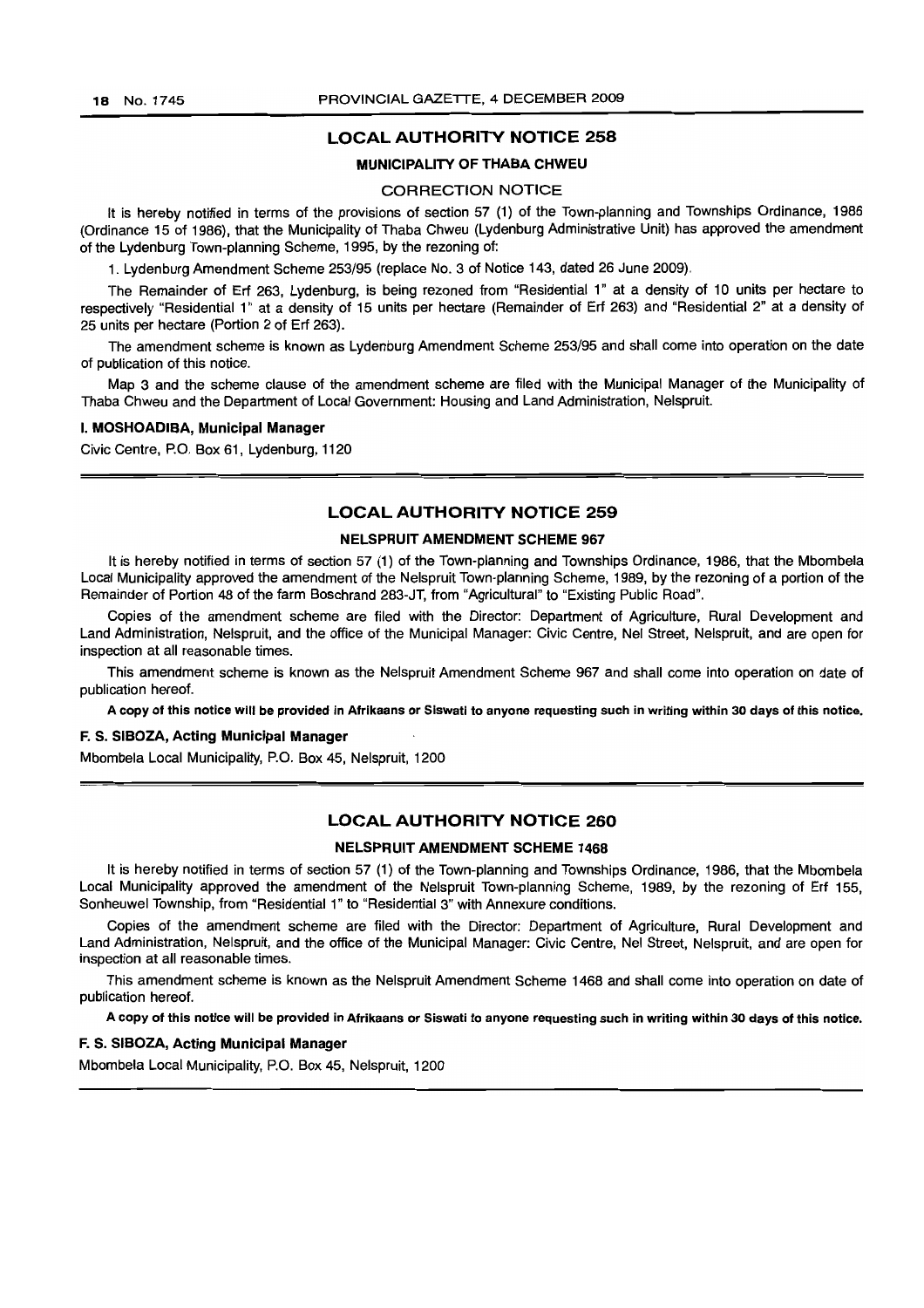## LOCAL AUTHORITY NOTICE 258

### MUNICIPALITY OF THABA CHWEU

CORRECTION NOTICE

It is hereby notified in terms of the provisions of section 57 (1) of the Town-planning and Townships Ordinance, 1986 (Ordinance 15 of 1986), that the Municipality of Thaba Chweu (Lydenburg Administrative Unit) has approved the amendment of the Lydenburg Town-planning Scheme, 1995, by the rezoning of:

1. Lydenburg Amendment Scheme 253/95 (replace No. 3 of Notice 143, dated 26 June 2009).

The Remainder of Erf 263, Lydenburg, is being rezoned from "Residential 1" at a density of 10 units per hectare to respectively "Residential 1" at a density of 15 units per hectare (Remainder of Erf 263) and "Residential 2" at a density of 25 units per hectare (Portion 2 of Erf 263).

The amendment scheme is known as Lydenburg Amendment Scheme 253/95 and shall come into operation on the date of publication of this notice.

Map 3 and the scheme clause of the amendment scheme are filed with the Municipal Manager of the Municipality of Thaba Chweu and the Department of Local Government: Housing and Land Administration, Nelspruit.

**I. MOSHOADIBA, Municipal Manager**

Civic Centre, P.O. Box 61, Lydenburg, 1120

## LOCAL AUTHORITY NOTICE 259

### NELSPRUIT AMENDMENT SCHEME 967

It is hereby notified in terms of section 57 (1) of the Town-planning and Townships Ordinance, 1986, that the Mbombela Local Municipality approved the amendment of the Nelspruit Town-planning Scheme, 1989, by the rezoning of a portion of the Remainder of Portion 48 of the farm Boschrand 283-JT, from "Agricultural" to "Existing Public Road".

Copies of the amendment scheme are filed with the Director: Department of Agriculture, Rural Development and Land Administration, Nelspruit, and the office of the Municipal Manager: Civic Centre, Nel Street, Nelspruit, and are open for inspection at all reasonable times.

This amendment scheme is known as the Nelspruit Amendment Scheme 967 and shall come into operation on date of publication hereof.

**A copy of this notice will be provided in Afrikaans or Siswati to anyone requesting such in writing within 30 days of this notice.**

**F. S. SIBOZA, Acting Municipal Manager**

Mbombela Local Municipality, P.O. Box 45, Nelspruit, 1200

## LOCAL AUTHORITY NOTICE 260

### NELSPRUIT AMENDMENT SCHEME 1468

It is hereby notified in terms of section 57 (1) of the Town-planning and Townships Ordinance, 1986, that the Mbombela Local Municipality approved the amendment of the Nelspruit Town-planning Scheme, 1989, by the rezoning of Erf 155, Sonheuwel Township, from "Residential 1" to "Residential 3" with Annexure conditions.

Copies of the amendment scheme are filed with the Director: Department of Agriculture, Rural Development and Land Administration, Nelspruit, and the office of the Municipal Manager: Civic Centre, Nel Street, Nelspruit, and are open for inspection at all reasonable times.

This amendment scheme is known as the Nelspruit Amendment Scheme 1468 and shall come into operation on date of publication hereof.

**A copy of this notice will be provided in Afrikaans or Siswati to anyone requesting such in writing within 30 days of this notice.**

**F. S. SIBOZA, Acting Municipal Manager**

Mbombela Local Municipality, P.O. Box 45, Nelspruit, 1200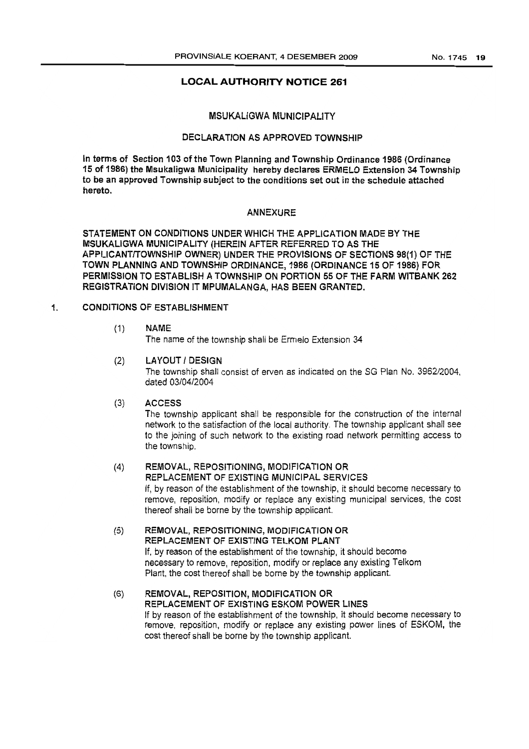## LOCAL AUTHORITY NOTICE 261

### MSUKALIGWA MUNICIPALITY

### DECLARATION AS APPROVED TOWNSHIP

**In terms of Section 103 of the Town Planning and Township Ordinance 1986 (Ordinance 15 of 1986) the Msukaligwa Municipality hereby declares ERMELO Extension 34 Township to be an approved Township subject to the conditions set out in the schedule attached hereto.**

### ANNEXURE

**STATEMENT ON CONDITIONS UNDER WHICH THE APPLICATION MADE BY THE MSUKALIGWA MUNICIPALITY (HEREIN AFTER REFERRED TO AS THE APPLICANT/TOWNSHIP OWNER) UNDER THE PROVISIONS OF SECTIONS 98(1) OF THE TOWN PLANNING AND TOWNSHIP ORDINANCE, 1986 (ORDINANCE 15 OF 1986) FOR PERMISSION TO ESTABLISH A TOWNSHIP ON PORTION 55 OF THE FARM WITBANK 262 REGISTRATION DIVISION IT MPUMALANGA, HAS BEEN GRANTED.**

1. CONDITIONS OF ESTABLISHMENT

   (1) NAME
   The name of the township shall be Ermelo Extension 34

   (2) LAYOUT / DESIGN
   The township shall consist of erven as indicated on the SG Plan No. 3962/2004, dated 03/04/2004

   (3) ACCESS
   The township applicant shall be responsible for the construction of the internal network to the satisfaction of the local authority. The township applicant shall see to the joining of such network to the existing road network permitting access to the township.

   (4) REMOVAL, REPOSITIONING, MODIFICATION OR REPLACEMENT OF EXISTING MUNICIPAL SERVICES
   If, by reason of the establishment of the township, it should become necessary to remove, reposition, modify or replace any existing municipal services, the cost thereof shall be borne by the township applicant.

   (5) REMOVAL, REPOSITIONING, MODIFICATION OR REPLACEMENT OF EXISTING TELKOM PLANT
   If, by reason of the establishment of the township, it should become necessary to remove, reposition, modify or replace any existing Telkom Plant, the cost thereof shall be borne by the township applicant.

   (6) REMOVAL, REPOSITION, MODIFICATION OR REPLACEMENT OF EXISTING ESKOM POWER LINES
   If by reason of the establishment of the township, it should become necessary to remove, reposition, modify or replace any existing power lines of ESKOM, the cost thereof shall be borne by the township applicant.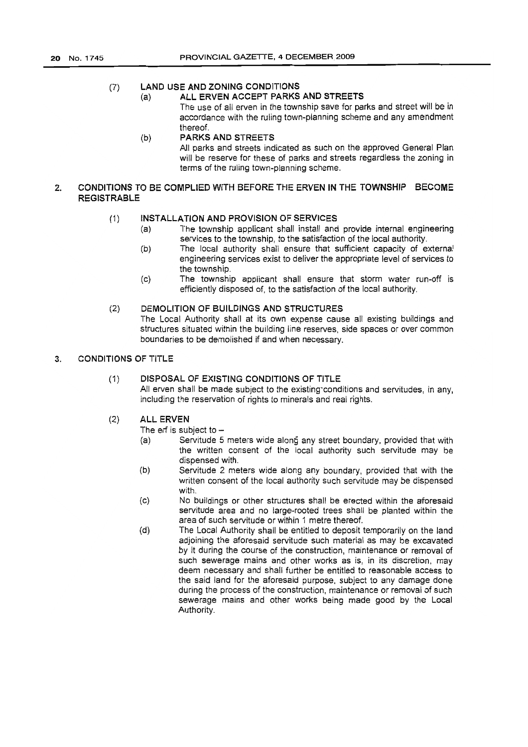(7) **LAND USE AND ZONING CONDITIONS**

(a) **ALL ERVEN ACCEPT PARKS AND STREETS**

The use of all erven in the township save for parks and street will be in accordance with the ruling town-planning scheme and any amendment thereof.

(b) **PARKS AND STREETS**

All parks and streets indicated as such on the approved General Plan will be reserve for these of parks and streets regardless the zoning in terms of the ruling town-planning scheme.

## 2. CONDITIONS TO BE COMPLIED WITH BEFORE THE ERVEN IN THE TOWNSHIP BECOME REGISTRABLE

(1) **INSTALLATION AND PROVISION OF SERVICES**

(a) The township applicant shall install and provide internal engineering services to the township, to the satisfaction of the local authority.

(b) The local authority shall ensure that sufficient capacity of external engineering services exist to deliver the appropriate level of services to the township.

(c) The township applicant shall ensure that storm water run-off is efficiently disposed of, to the satisfaction of the local authority.

(2) **DEMOLITION OF BUILDINGS AND STRUCTURES**

The Local Authority shall at its own expense cause all existing buildings and structures situated within the building line reserves, side spaces or over common boundaries to be demolished if and when necessary.

## 3. CONDITIONS OF TITLE

(1) **DISPOSAL OF EXISTING CONDITIONS OF TITLE**

All erven shall be made subject to the existing conditions and servitudes, in any, including the reservation of rights to minerals and real rights.

(2) **ALL ERVEN**

The erf is subject to –

(a) Servitude 5 meters wide along any street boundary, provided that with the written consent of the local authority such servitude may be dispensed with.

(b) Servitude 2 meters wide along any boundary, provided that with the written consent of the local authority such servitude may be dispensed with.

(c) No buildings or other structures shall be erected within the aforesaid servitude area and no large-rooted trees shall be planted within the area of such servitude or within 1 metre thereof.

(d) The Local Authority shall be entitled to deposit temporarily on the land adjoining the aforesaid servitude such material as may be excavated by it during the course of the construction, maintenance or removal of such sewerage mains and other works as is, in its discretion, may deem necessary and shall further be entitled to reasonable access to the said land for the aforesaid purpose, subject to any damage done during the process of the construction, maintenance or removal of such sewerage mains and other works being made good by the Local Authority.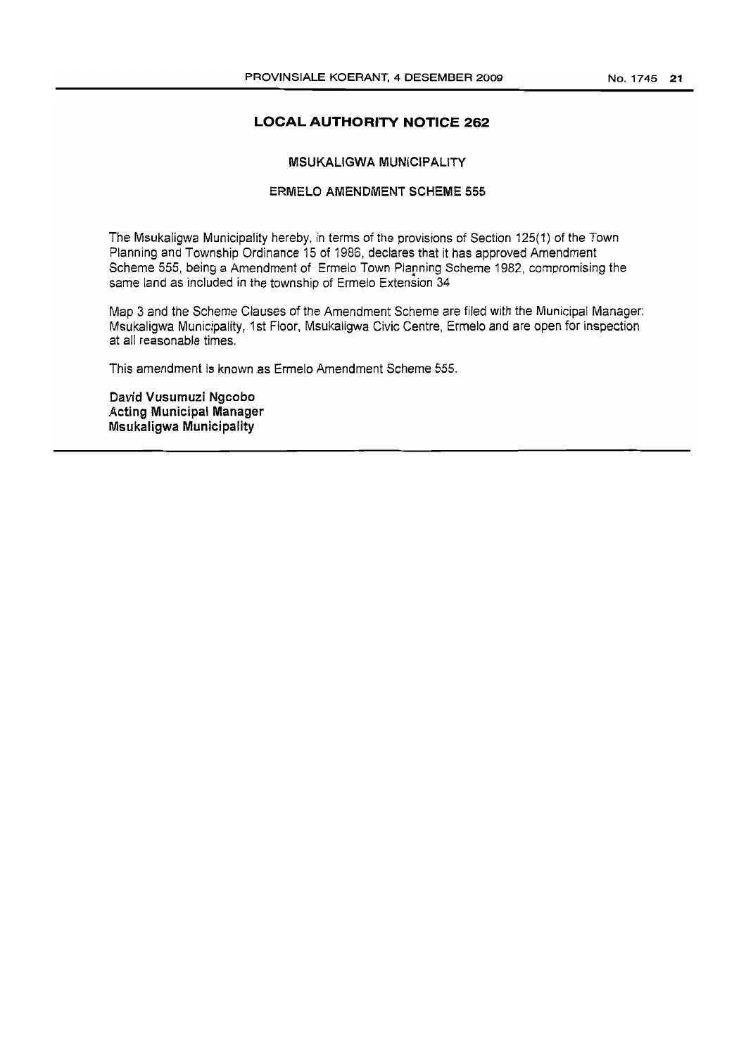## LOCAL AUTHORITY NOTICE 262

MSUKALIGWA MUNICIPALITY

ERMELO AMENDMENT SCHEME 555

The Msukaligwa Municipality hereby, in terms of the provisions of Section 125(1) of the Town Planning and Township Ordinance 15 of 1986, declares that it has approved Amendment Scheme 555, being a Amendment of Ermelo Town Planning Scheme 1982, compromising the same land as included in the township of Ermelo Extension 34

Map 3 and the Scheme Clauses of the Amendment Scheme are filed with the Municipal Manager: Msukaligwa Municipality, 1st Floor, Msukaligwa Civic Centre, Ermelo and are open for inspection at all reasonable times.

This amendment is known as Ermelo Amendment Scheme 555.

**David Vusumuzi Ngcobo**
**Acting Municipal Manager**
**Msukaligwa Municipality**